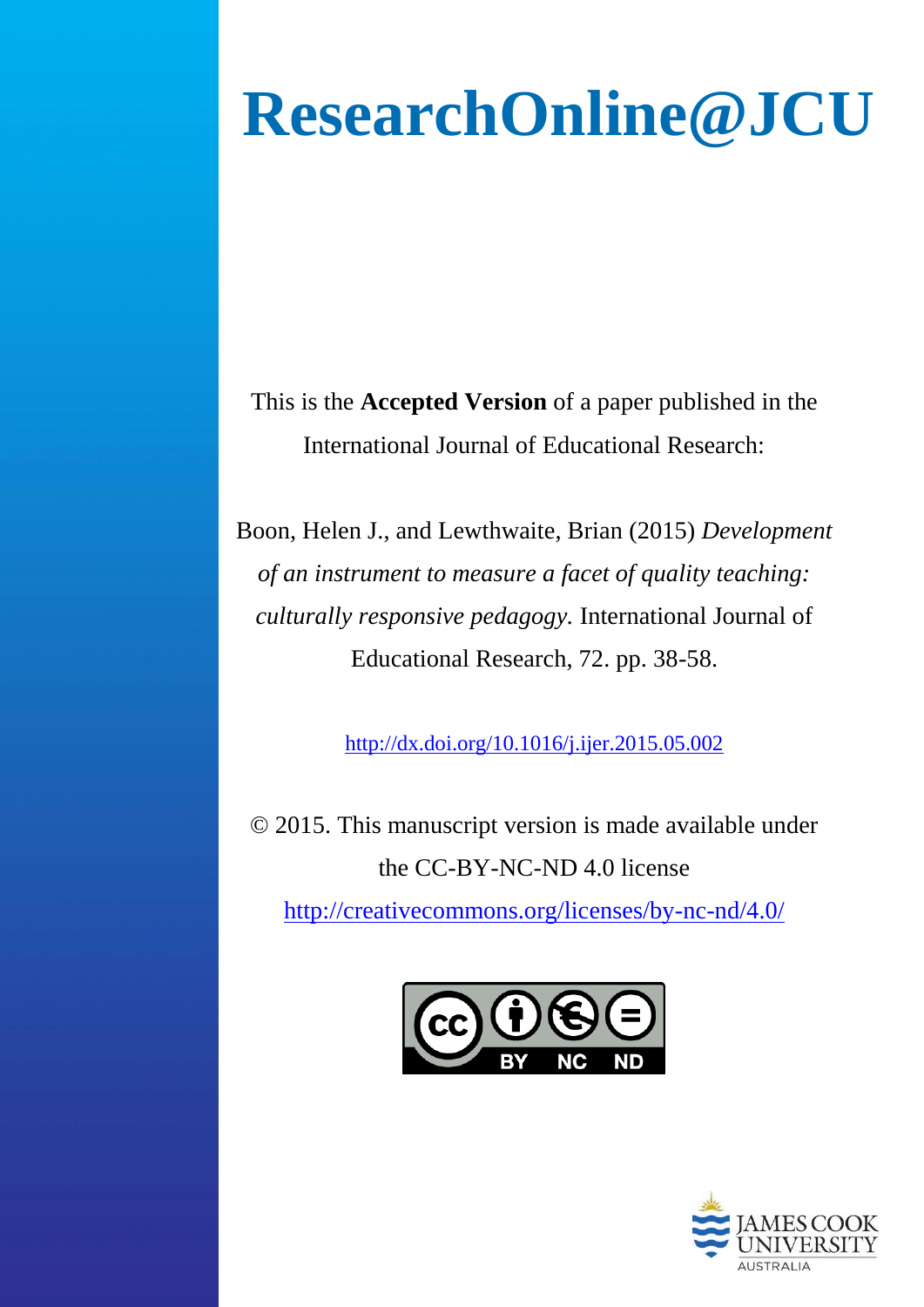# ResearchOnline@JCU

This is the **Accepted Version** of a paper published in the International Journal of Educational Research:

Boon, Helen J., and Lewthwaite, Brian (2015) *Development of an instrument to measure a facet of quality teaching: culturally responsive pedagogy.* International Journal of Educational Research, 72. pp. 38-58.

http://dx.doi.org/10.1016/j.ijer.2015.05.002

© 2015. This manuscript version is made available under the CC-BY-NC-ND 4.0 license

http://creativecommons.org/licenses/by-nc-nd/4.0/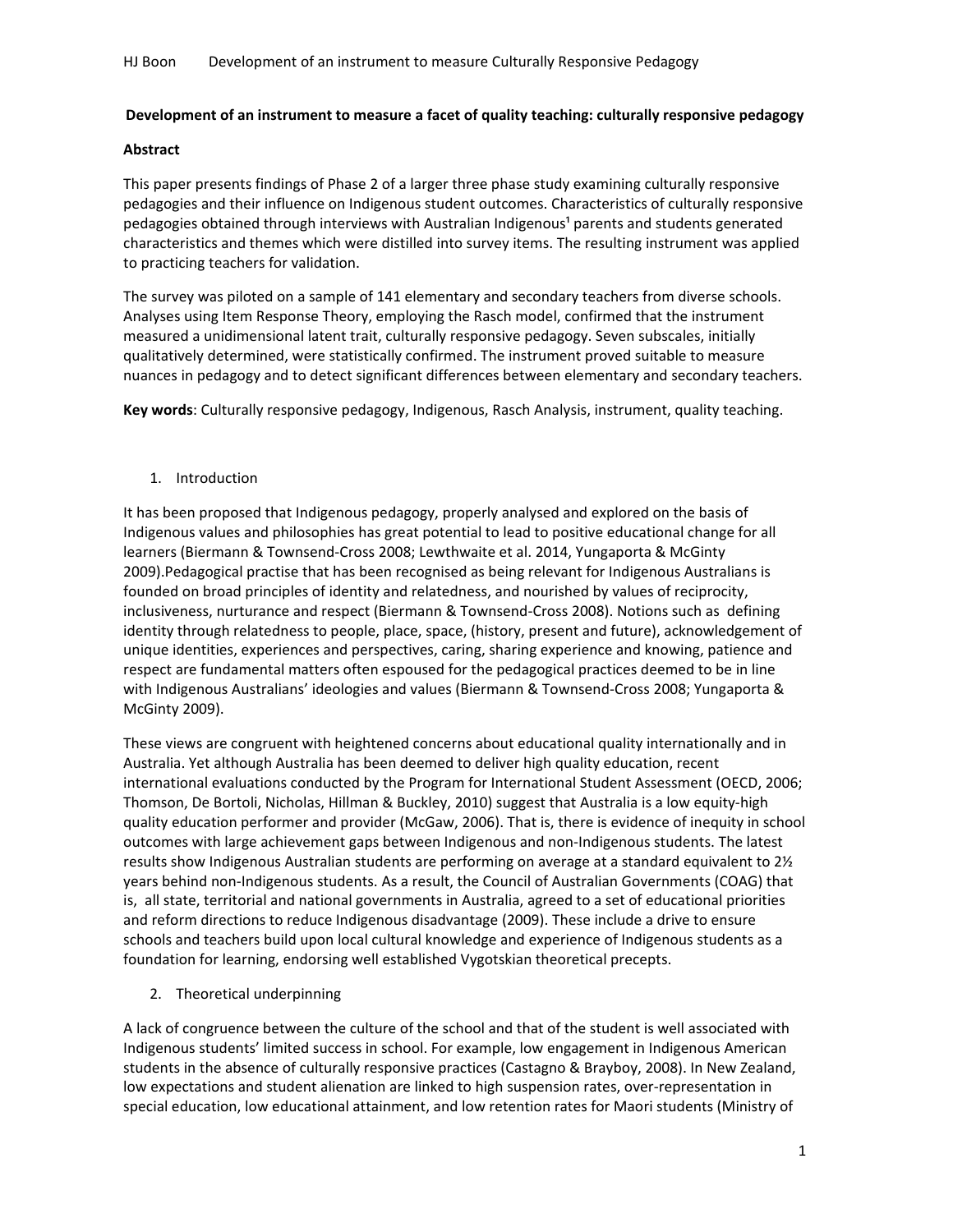**Development of an instrument to measure a facet of quality teaching: culturally responsive pedagogy**

**Abstract**

This paper presents findings of Phase 2 of a larger three phase study examining culturally responsive pedagogies and their influence on Indigenous student outcomes. Characteristics of culturally responsive pedagogies obtained through interviews with Australian Indigenous[1] parents and students generated characteristics and themes which were distilled into survey items. The resulting instrument was applied to practicing teachers for validation.

The survey was piloted on a sample of 141 elementary and secondary teachers from diverse schools. Analyses using Item Response Theory, employing the Rasch model, confirmed that the instrument measured a unidimensional latent trait, culturally responsive pedagogy. Seven subscales, initially qualitatively determined, were statistically confirmed. The instrument proved suitable to measure nuances in pedagogy and to detect significant differences between elementary and secondary teachers.

**Key words**: Culturally responsive pedagogy, Indigenous, Rasch Analysis, instrument, quality teaching.

1. Introduction

It has been proposed that Indigenous pedagogy, properly analysed and explored on the basis of Indigenous values and philosophies has great potential to lead to positive educational change for all learners (Biermann & Townsend-Cross 2008; Lewthwaite et al. 2014, Yungaporta & McGinty 2009).Pedagogical practise that has been recognised as being relevant for Indigenous Australians is founded on broad principles of identity and relatedness, and nourished by values of reciprocity, inclusiveness, nurturance and respect (Biermann & Townsend-Cross 2008). Notions such as defining identity through relatedness to people, place, space, (history, present and future), acknowledgement of unique identities, experiences and perspectives, caring, sharing experience and knowing, patience and respect are fundamental matters often espoused for the pedagogical practices deemed to be in line with Indigenous Australians' ideologies and values (Biermann & Townsend-Cross 2008; Yungaporta & McGinty 2009).

These views are congruent with heightened concerns about educational quality internationally and in Australia. Yet although Australia has been deemed to deliver high quality education, recent international evaluations conducted by the Program for International Student Assessment (OECD, 2006; Thomson, De Bortoli, Nicholas, Hillman & Buckley, 2010) suggest that Australia is a low equity-high quality education performer and provider (McGaw, 2006). That is, there is evidence of inequity in school outcomes with large achievement gaps between Indigenous and non-Indigenous students. The latest results show Indigenous Australian students are performing on average at a standard equivalent to 2½ years behind non-Indigenous students. As a result, the Council of Australian Governments (COAG) that is, all state, territorial and national governments in Australia, agreed to a set of educational priorities and reform directions to reduce Indigenous disadvantage (2009). These include a drive to ensure schools and teachers build upon local cultural knowledge and experience of Indigenous students as a foundation for learning, endorsing well established Vygotskian theoretical precepts.

2. Theoretical underpinning

A lack of congruence between the culture of the school and that of the student is well associated with Indigenous students' limited success in school. For example, low engagement in Indigenous American students in the absence of culturally responsive practices (Castagno & Brayboy, 2008). In New Zealand, low expectations and student alienation are linked to high suspension rates, over-representation in special education, low educational attainment, and low retention rates for Maori students (Ministry of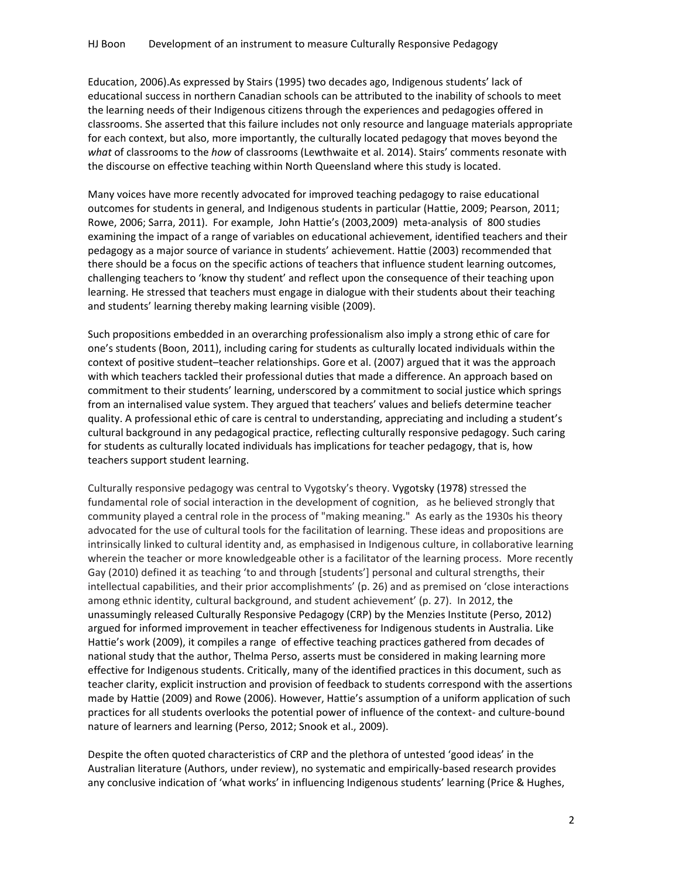Education, 2006).As expressed by Stairs (1995) two decades ago, Indigenous students' lack of educational success in northern Canadian schools can be attributed to the inability of schools to meet the learning needs of their Indigenous citizens through the experiences and pedagogies offered in classrooms. She asserted that this failure includes not only resource and language materials appropriate for each context, but also, more importantly, the culturally located pedagogy that moves beyond the *what* of classrooms to the *how* of classrooms (Lewthwaite et al. 2014). Stairs' comments resonate with the discourse on effective teaching within North Queensland where this study is located.

Many voices have more recently advocated for improved teaching pedagogy to raise educational outcomes for students in general, and Indigenous students in particular (Hattie, 2009; Pearson, 2011; Rowe, 2006; Sarra, 2011). For example, John Hattie's (2003,2009) meta-analysis of 800 studies examining the impact of a range of variables on educational achievement, identified teachers and their pedagogy as a major source of variance in students' achievement. Hattie (2003) recommended that there should be a focus on the specific actions of teachers that influence student learning outcomes, challenging teachers to 'know thy student' and reflect upon the consequence of their teaching upon learning. He stressed that teachers must engage in dialogue with their students about their teaching and students' learning thereby making learning visible (2009).

Such propositions embedded in an overarching professionalism also imply a strong ethic of care for one's students (Boon, 2011), including caring for students as culturally located individuals within the context of positive student–teacher relationships. Gore et al. (2007) argued that it was the approach with which teachers tackled their professional duties that made a difference. An approach based on commitment to their students' learning, underscored by a commitment to social justice which springs from an internalised value system. They argued that teachers' values and beliefs determine teacher quality. A professional ethic of care is central to understanding, appreciating and including a student's cultural background in any pedagogical practice, reflecting culturally responsive pedagogy. Such caring for students as culturally located individuals has implications for teacher pedagogy, that is, how teachers support student learning.

Culturally responsive pedagogy was central to Vygotsky's theory. Vygotsky (1978) stressed the fundamental role of social interaction in the development of cognition, as he believed strongly that community played a central role in the process of "making meaning." As early as the 1930s his theory advocated for the use of cultural tools for the facilitation of learning. These ideas and propositions are intrinsically linked to cultural identity and, as emphasised in Indigenous culture, in collaborative learning wherein the teacher or more knowledgeable other is a facilitator of the learning process. More recently Gay (2010) defined it as teaching 'to and through [students'] personal and cultural strengths, their intellectual capabilities, and their prior accomplishments' (p. 26) and as premised on 'close interactions among ethnic identity, cultural background, and student achievement' (p. 27). In 2012, the unassumingly released Culturally Responsive Pedagogy (CRP) by the Menzies Institute (Perso, 2012) argued for informed improvement in teacher effectiveness for Indigenous students in Australia. Like Hattie's work (2009), it compiles a range of effective teaching practices gathered from decades of national study that the author, Thelma Perso, asserts must be considered in making learning more effective for Indigenous students. Critically, many of the identified practices in this document, such as teacher clarity, explicit instruction and provision of feedback to students correspond with the assertions made by Hattie (2009) and Rowe (2006). However, Hattie's assumption of a uniform application of such practices for all students overlooks the potential power of influence of the context- and culture-bound nature of learners and learning (Perso, 2012; Snook et al., 2009).

Despite the often quoted characteristics of CRP and the plethora of untested 'good ideas' in the Australian literature (Authors, under review), no systematic and empirically-based research provides any conclusive indication of 'what works' in influencing Indigenous students' learning (Price & Hughes,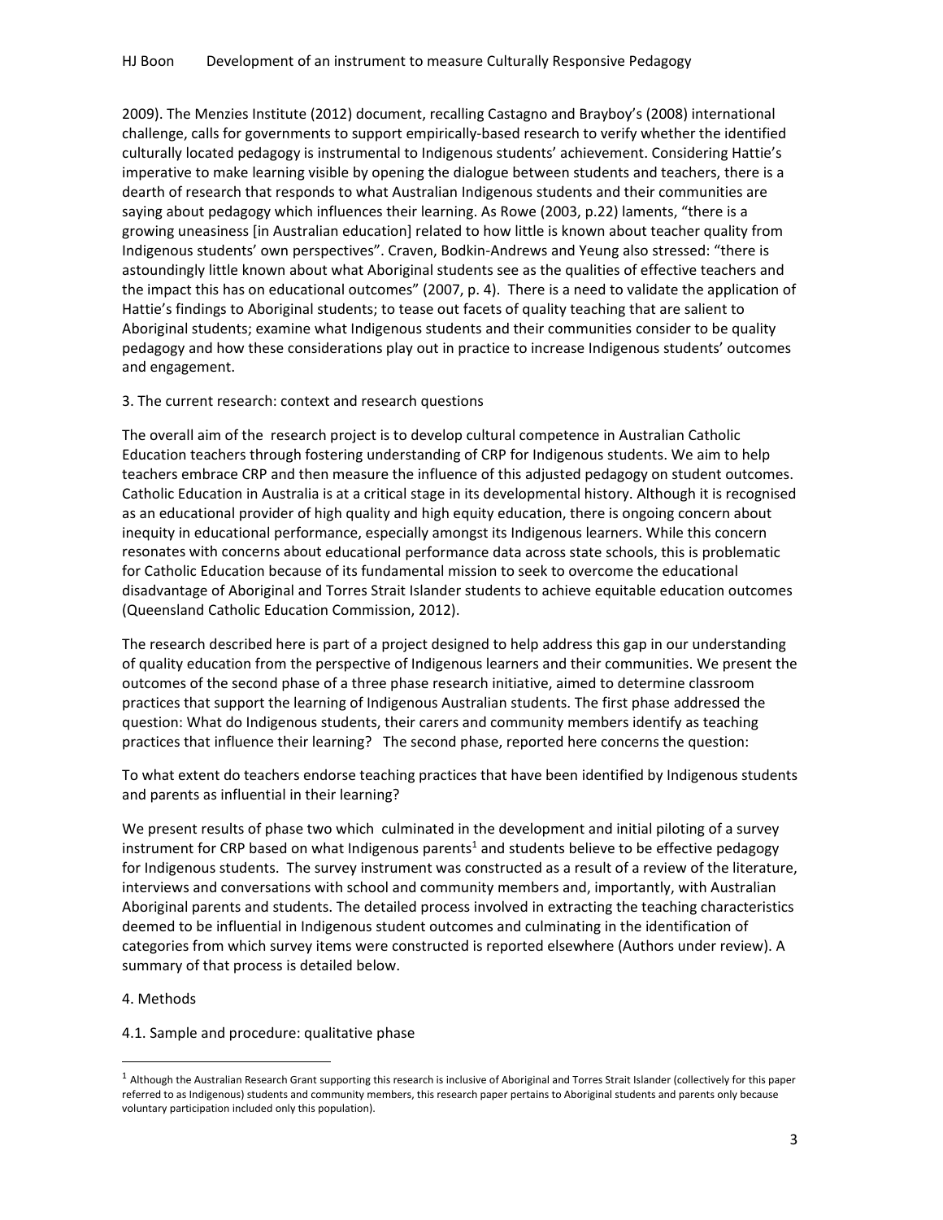2009). The Menzies Institute (2012) document, recalling Castagno and Brayboy's (2008) international challenge, calls for governments to support empirically-based research to verify whether the identified culturally located pedagogy is instrumental to Indigenous students' achievement. Considering Hattie's imperative to make learning visible by opening the dialogue between students and teachers, there is a dearth of research that responds to what Australian Indigenous students and their communities are saying about pedagogy which influences their learning. As Rowe (2003, p.22) laments, "there is a growing uneasiness [in Australian education] related to how little is known about teacher quality from Indigenous students' own perspectives". Craven, Bodkin-Andrews and Yeung also stressed: "there is astoundingly little known about what Aboriginal students see as the qualities of effective teachers and the impact this has on educational outcomes" (2007, p. 4). There is a need to validate the application of Hattie's findings to Aboriginal students; to tease out facets of quality teaching that are salient to Aboriginal students; examine what Indigenous students and their communities consider to be quality pedagogy and how these considerations play out in practice to increase Indigenous students' outcomes and engagement.

## 3. The current research: context and research questions

The overall aim of the research project is to develop cultural competence in Australian Catholic Education teachers through fostering understanding of CRP for Indigenous students. We aim to help teachers embrace CRP and then measure the influence of this adjusted pedagogy on student outcomes. Catholic Education in Australia is at a critical stage in its developmental history. Although it is recognised as an educational provider of high quality and high equity education, there is ongoing concern about inequity in educational performance, especially amongst its Indigenous learners. While this concern resonates with concerns about educational performance data across state schools, this is problematic for Catholic Education because of its fundamental mission to seek to overcome the educational disadvantage of Aboriginal and Torres Strait Islander students to achieve equitable education outcomes (Queensland Catholic Education Commission, 2012).

The research described here is part of a project designed to help address this gap in our understanding of quality education from the perspective of Indigenous learners and their communities. We present the outcomes of the second phase of a three phase research initiative, aimed to determine classroom practices that support the learning of Indigenous Australian students. The first phase addressed the question: What do Indigenous students, their carers and community members identify as teaching practices that influence their learning? The second phase, reported here concerns the question:

To what extent do teachers endorse teaching practices that have been identified by Indigenous students and parents as influential in their learning?

We present results of phase two which culminated in the development and initial piloting of a survey instrument for CRP based on what Indigenous parents[1] and students believe to be effective pedagogy for Indigenous students. The survey instrument was constructed as a result of a review of the literature, interviews and conversations with school and community members and, importantly, with Australian Aboriginal parents and students. The detailed process involved in extracting the teaching characteristics deemed to be influential in Indigenous student outcomes and culminating in the identification of categories from which survey items were constructed is reported elsewhere (Authors under review). A summary of that process is detailed below.

## 4. Methods

### 4.1. Sample and procedure: qualitative phase

[1] Although the Australian Research Grant supporting this research is inclusive of Aboriginal and Torres Strait Islander (collectively for this paper referred to as Indigenous) students and community members, this research paper pertains to Aboriginal students and parents only because voluntary participation included only this population).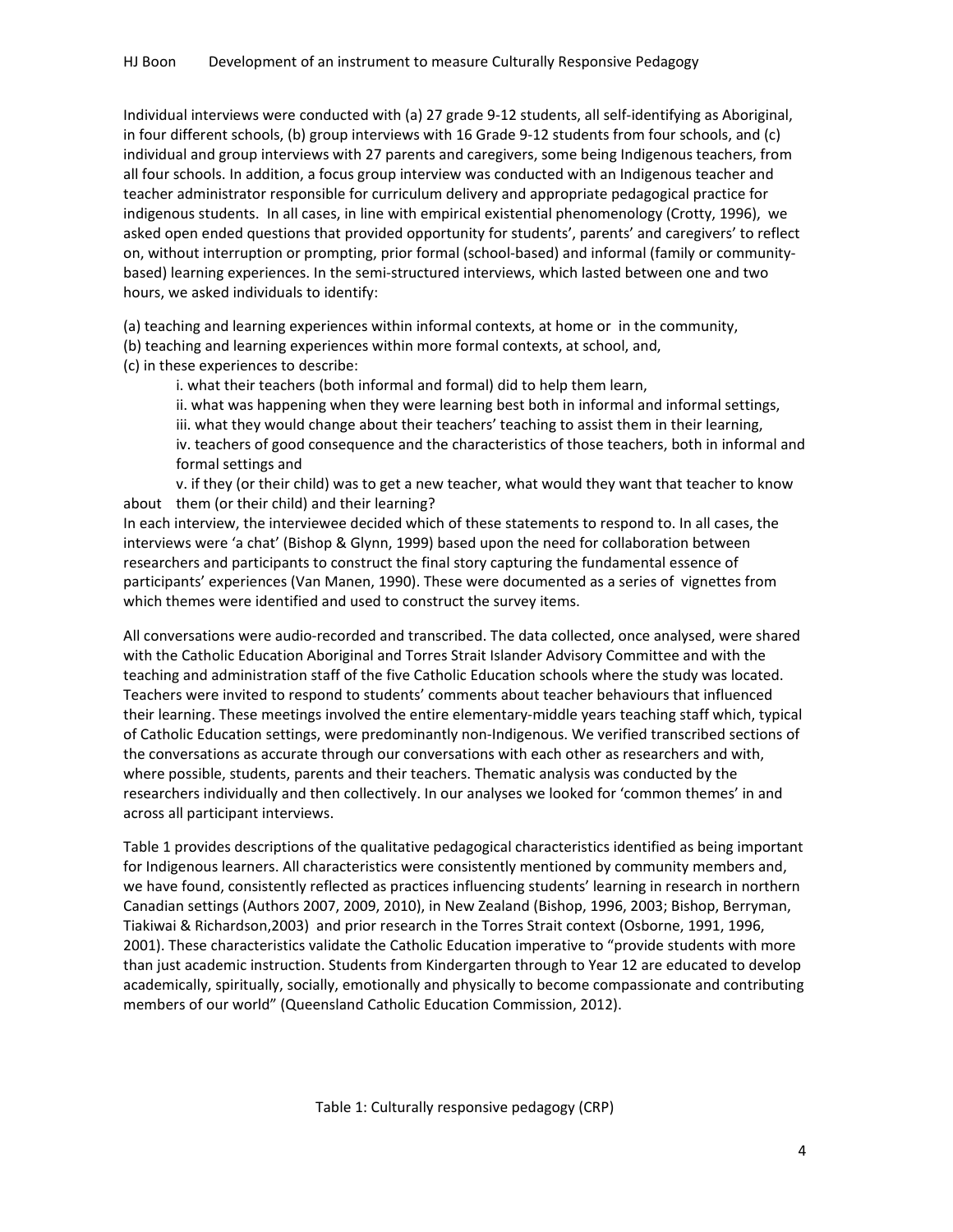Individual interviews were conducted with (a) 27 grade 9-12 students, all self-identifying as Aboriginal, in four different schools, (b) group interviews with 16 Grade 9-12 students from four schools, and (c) individual and group interviews with 27 parents and caregivers, some being Indigenous teachers, from all four schools. In addition, a focus group interview was conducted with an Indigenous teacher and teacher administrator responsible for curriculum delivery and appropriate pedagogical practice for indigenous students. In all cases, in line with empirical existential phenomenology (Crotty, 1996), we asked open ended questions that provided opportunity for students', parents' and caregivers' to reflect on, without interruption or prompting, prior formal (school-based) and informal (family or community-based) learning experiences. In the semi-structured interviews, which lasted between one and two hours, we asked individuals to identify:

(a) teaching and learning experiences within informal contexts, at home or in the community,
(b) teaching and learning experiences within more formal contexts, at school, and,
(c) in these experiences to describe:

i. what their teachers (both informal and formal) did to help them learn,
ii. what was happening when they were learning best both in informal and informal settings,
iii. what they would change about their teachers' teaching to assist them in their learning,
iv. teachers of good consequence and the characteristics of those teachers, both in informal and formal settings and
v. if they (or their child) was to get a new teacher, what would they want that teacher to know about them (or their child) and their learning?

In each interview, the interviewee decided which of these statements to respond to. In all cases, the interviews were 'a chat' (Bishop & Glynn, 1999) based upon the need for collaboration between researchers and participants to construct the final story capturing the fundamental essence of participants' experiences (Van Manen, 1990). These were documented as a series of vignettes from which themes were identified and used to construct the survey items.

All conversations were audio-recorded and transcribed. The data collected, once analysed, were shared with the Catholic Education Aboriginal and Torres Strait Islander Advisory Committee and with the teaching and administration staff of the five Catholic Education schools where the study was located. Teachers were invited to respond to students' comments about teacher behaviours that influenced their learning. These meetings involved the entire elementary-middle years teaching staff which, typical of Catholic Education settings, were predominantly non-Indigenous. We verified transcribed sections of the conversations as accurate through our conversations with each other as researchers and with, where possible, students, parents and their teachers. Thematic analysis was conducted by the researchers individually and then collectively. In our analyses we looked for 'common themes' in and across all participant interviews.

Table 1 provides descriptions of the qualitative pedagogical characteristics identified as being important for Indigenous learners. All characteristics were consistently mentioned by community members and, we have found, consistently reflected as practices influencing students' learning in research in northern Canadian settings (Authors 2007, 2009, 2010), in New Zealand (Bishop, 1996, 2003; Bishop, Berryman, Tiakiwai & Richardson,2003) and prior research in the Torres Strait context (Osborne, 1991, 1996, 2001). These characteristics validate the Catholic Education imperative to "provide students with more than just academic instruction. Students from Kindergarten through to Year 12 are educated to develop academically, spiritually, socially, emotionally and physically to become compassionate and contributing members of our world" (Queensland Catholic Education Commission, 2012).

Table 1: Culturally responsive pedagogy (CRP)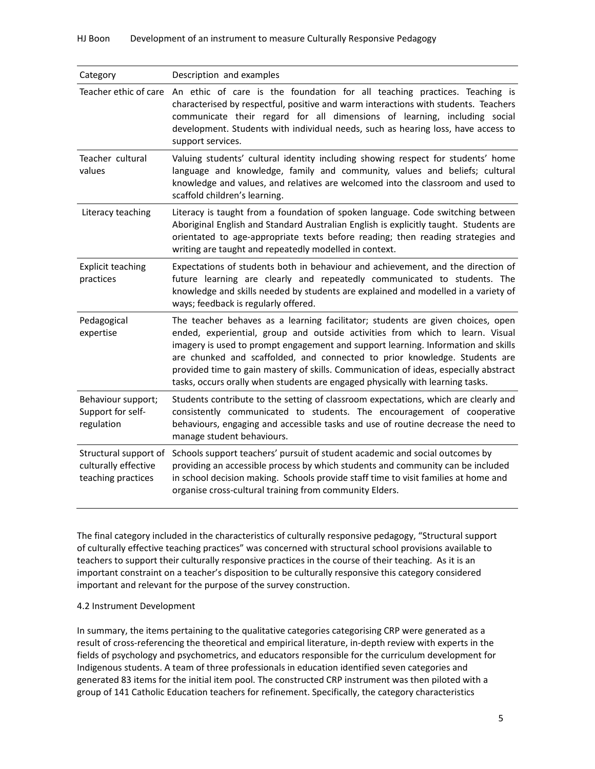| Category | Description and examples |
|---|---|
| Teacher ethic of care | An ethic of care is the foundation for all teaching practices. Teaching is characterised by respectful, positive and warm interactions with students. Teachers communicate their regard for all dimensions of learning, including social development. Students with individual needs, such as hearing loss, have access to support services. |
| Teacher cultural values | Valuing students' cultural identity including showing respect for students' home language and knowledge, family and community, values and beliefs; cultural knowledge and values, and relatives are welcomed into the classroom and used to scaffold children's learning. |
| Literacy teaching | Literacy is taught from a foundation of spoken language. Code switching between Aboriginal English and Standard Australian English is explicitly taught. Students are orientated to age-appropriate texts before reading; then reading strategies and writing are taught and repeatedly modelled in context. |
| Explicit teaching practices | Expectations of students both in behaviour and achievement, and the direction of future learning are clearly and repeatedly communicated to students. The knowledge and skills needed by students are explained and modelled in a variety of ways; feedback is regularly offered. |
| Pedagogical expertise | The teacher behaves as a learning facilitator; students are given choices, open ended, experiential, group and outside activities from which to learn. Visual imagery is used to prompt engagement and support learning. Information and skills are chunked and scaffolded, and connected to prior knowledge. Students are provided time to gain mastery of skills. Communication of ideas, especially abstract tasks, occurs orally when students are engaged physically with learning tasks. |
| Behaviour support; Support for self-regulation | Students contribute to the setting of classroom expectations, which are clearly and consistently communicated to students. The encouragement of cooperative behaviours, engaging and accessible tasks and use of routine decrease the need to manage student behaviours. |
| Structural support of culturally effective teaching practices | Schools support teachers' pursuit of student academic and social outcomes by providing an accessible process by which students and community can be included in school decision making. Schools provide staff time to visit families at home and organise cross-cultural training from community Elders. |

The final category included in the characteristics of culturally responsive pedagogy, "Structural support of culturally effective teaching practices" was concerned with structural school provisions available to teachers to support their culturally responsive practices in the course of their teaching. As it is an important constraint on a teacher's disposition to be culturally responsive this category considered important and relevant for the purpose of the survey construction.

4.2 Instrument Development

In summary, the items pertaining to the qualitative categories categorising CRP were generated as a result of cross-referencing the theoretical and empirical literature, in-depth review with experts in the fields of psychology and psychometrics, and educators responsible for the curriculum development for Indigenous students. A team of three professionals in education identified seven categories and generated 83 items for the initial item pool. The constructed CRP instrument was then piloted with a group of 141 Catholic Education teachers for refinement. Specifically, the category characteristics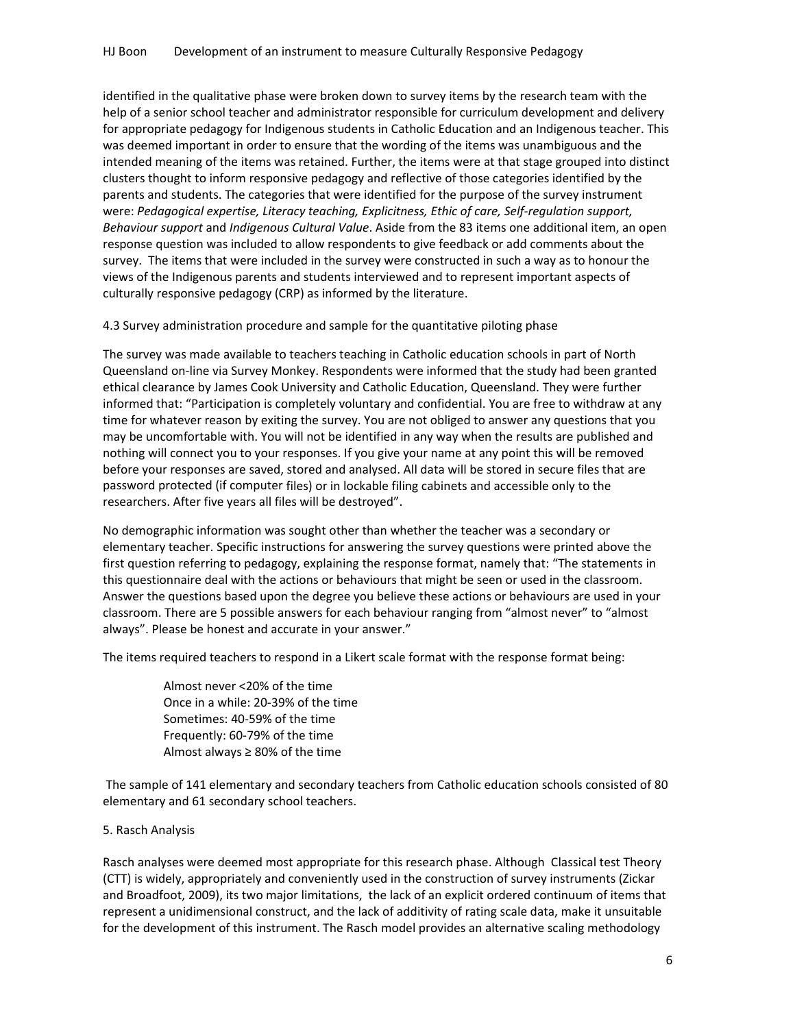identified in the qualitative phase were broken down to survey items by the research team with the help of a senior school teacher and administrator responsible for curriculum development and delivery for appropriate pedagogy for Indigenous students in Catholic Education and an Indigenous teacher. This was deemed important in order to ensure that the wording of the items was unambiguous and the intended meaning of the items was retained. Further, the items were at that stage grouped into distinct clusters thought to inform responsive pedagogy and reflective of those categories identified by the parents and students. The categories that were identified for the purpose of the survey instrument were: *Pedagogical expertise, Literacy teaching, Explicitness, Ethic of care, Self-regulation support, Behaviour support* and *Indigenous Cultural Value*. Aside from the 83 items one additional item, an open response question was included to allow respondents to give feedback or add comments about the survey. The items that were included in the survey were constructed in such a way as to honour the views of the Indigenous parents and students interviewed and to represent important aspects of culturally responsive pedagogy (CRP) as informed by the literature.

### 4.3 Survey administration procedure and sample for the quantitative piloting phase

The survey was made available to teachers teaching in Catholic education schools in part of North Queensland on-line via Survey Monkey. Respondents were informed that the study had been granted ethical clearance by James Cook University and Catholic Education, Queensland. They were further informed that: "Participation is completely voluntary and confidential. You are free to withdraw at any time for whatever reason by exiting the survey. You are not obliged to answer any questions that you may be uncomfortable with. You will not be identified in any way when the results are published and nothing will connect you to your responses. If you give your name at any point this will be removed before your responses are saved, stored and analysed. All data will be stored in secure files that are password protected (if computer files) or in lockable filing cabinets and accessible only to the researchers. After five years all files will be destroyed".

No demographic information was sought other than whether the teacher was a secondary or elementary teacher. Specific instructions for answering the survey questions were printed above the first question referring to pedagogy, explaining the response format, namely that: "The statements in this questionnaire deal with the actions or behaviours that might be seen or used in the classroom. Answer the questions based upon the degree you believe these actions or behaviours are used in your classroom. There are 5 possible answers for each behaviour ranging from "almost never" to "almost always". Please be honest and accurate in your answer."

The items required teachers to respond in a Likert scale format with the response format being:

> Almost never <20% of the time
> Once in a while: 20-39% of the time
> Sometimes: 40-59% of the time
> Frequently: 60-79% of the time
> Almost always ≥ 80% of the time

The sample of 141 elementary and secondary teachers from Catholic education schools consisted of 80 elementary and 61 secondary school teachers.

## 5. Rasch Analysis

Rasch analyses were deemed most appropriate for this research phase. Although Classical test Theory (CTT) is widely, appropriately and conveniently used in the construction of survey instruments (Zickar and Broadfoot, 2009), its two major limitations, the lack of an explicit ordered continuum of items that represent a unidimensional construct, and the lack of additivity of rating scale data, make it unsuitable for the development of this instrument. The Rasch model provides an alternative scaling methodology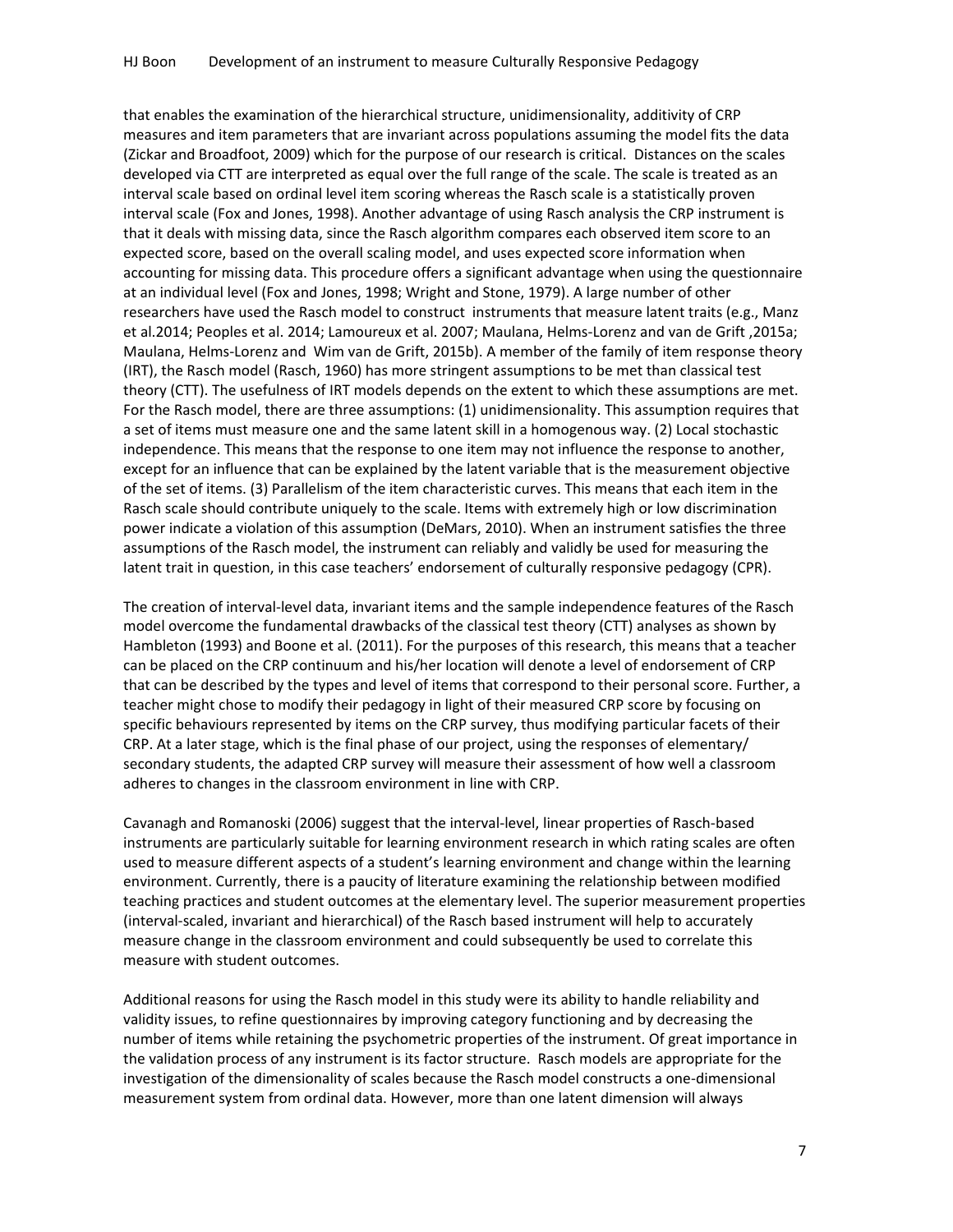that enables the examination of the hierarchical structure, unidimensionality, additivity of CRP measures and item parameters that are invariant across populations assuming the model fits the data (Zickar and Broadfoot, 2009) which for the purpose of our research is critical. Distances on the scales developed via CTT are interpreted as equal over the full range of the scale. The scale is treated as an interval scale based on ordinal level item scoring whereas the Rasch scale is a statistically proven interval scale (Fox and Jones, 1998). Another advantage of using Rasch analysis the CRP instrument is that it deals with missing data, since the Rasch algorithm compares each observed item score to an expected score, based on the overall scaling model, and uses expected score information when accounting for missing data. This procedure offers a significant advantage when using the questionnaire at an individual level (Fox and Jones, 1998; Wright and Stone, 1979). A large number of other researchers have used the Rasch model to construct instruments that measure latent traits (e.g., Manz et al.2014; Peoples et al. 2014; Lamoureux et al. 2007; Maulana, Helms-Lorenz and van de Grift ,2015a; Maulana, Helms-Lorenz and Wim van de Grift, 2015b). A member of the family of item response theory (IRT), the Rasch model (Rasch, 1960) has more stringent assumptions to be met than classical test theory (CTT). The usefulness of IRT models depends on the extent to which these assumptions are met. For the Rasch model, there are three assumptions: (1) unidimensionality. This assumption requires that a set of items must measure one and the same latent skill in a homogenous way. (2) Local stochastic independence. This means that the response to one item may not influence the response to another, except for an influence that can be explained by the latent variable that is the measurement objective of the set of items. (3) Parallelism of the item characteristic curves. This means that each item in the Rasch scale should contribute uniquely to the scale. Items with extremely high or low discrimination power indicate a violation of this assumption (DeMars, 2010). When an instrument satisfies the three assumptions of the Rasch model, the instrument can reliably and validly be used for measuring the latent trait in question, in this case teachers' endorsement of culturally responsive pedagogy (CPR).

The creation of interval-level data, invariant items and the sample independence features of the Rasch model overcome the fundamental drawbacks of the classical test theory (CTT) analyses as shown by Hambleton (1993) and Boone et al. (2011). For the purposes of this research, this means that a teacher can be placed on the CRP continuum and his/her location will denote a level of endorsement of CRP that can be described by the types and level of items that correspond to their personal score. Further, a teacher might chose to modify their pedagogy in light of their measured CRP score by focusing on specific behaviours represented by items on the CRP survey, thus modifying particular facets of their CRP. At a later stage, which is the final phase of our project, using the responses of elementary/ secondary students, the adapted CRP survey will measure their assessment of how well a classroom adheres to changes in the classroom environment in line with CRP.

Cavanagh and Romanoski (2006) suggest that the interval-level, linear properties of Rasch-based instruments are particularly suitable for learning environment research in which rating scales are often used to measure different aspects of a student's learning environment and change within the learning environment. Currently, there is a paucity of literature examining the relationship between modified teaching practices and student outcomes at the elementary level. The superior measurement properties (interval-scaled, invariant and hierarchical) of the Rasch based instrument will help to accurately measure change in the classroom environment and could subsequently be used to correlate this measure with student outcomes.

Additional reasons for using the Rasch model in this study were its ability to handle reliability and validity issues, to refine questionnaires by improving category functioning and by decreasing the number of items while retaining the psychometric properties of the instrument. Of great importance in the validation process of any instrument is its factor structure. Rasch models are appropriate for the investigation of the dimensionality of scales because the Rasch model constructs a one-dimensional measurement system from ordinal data. However, more than one latent dimension will always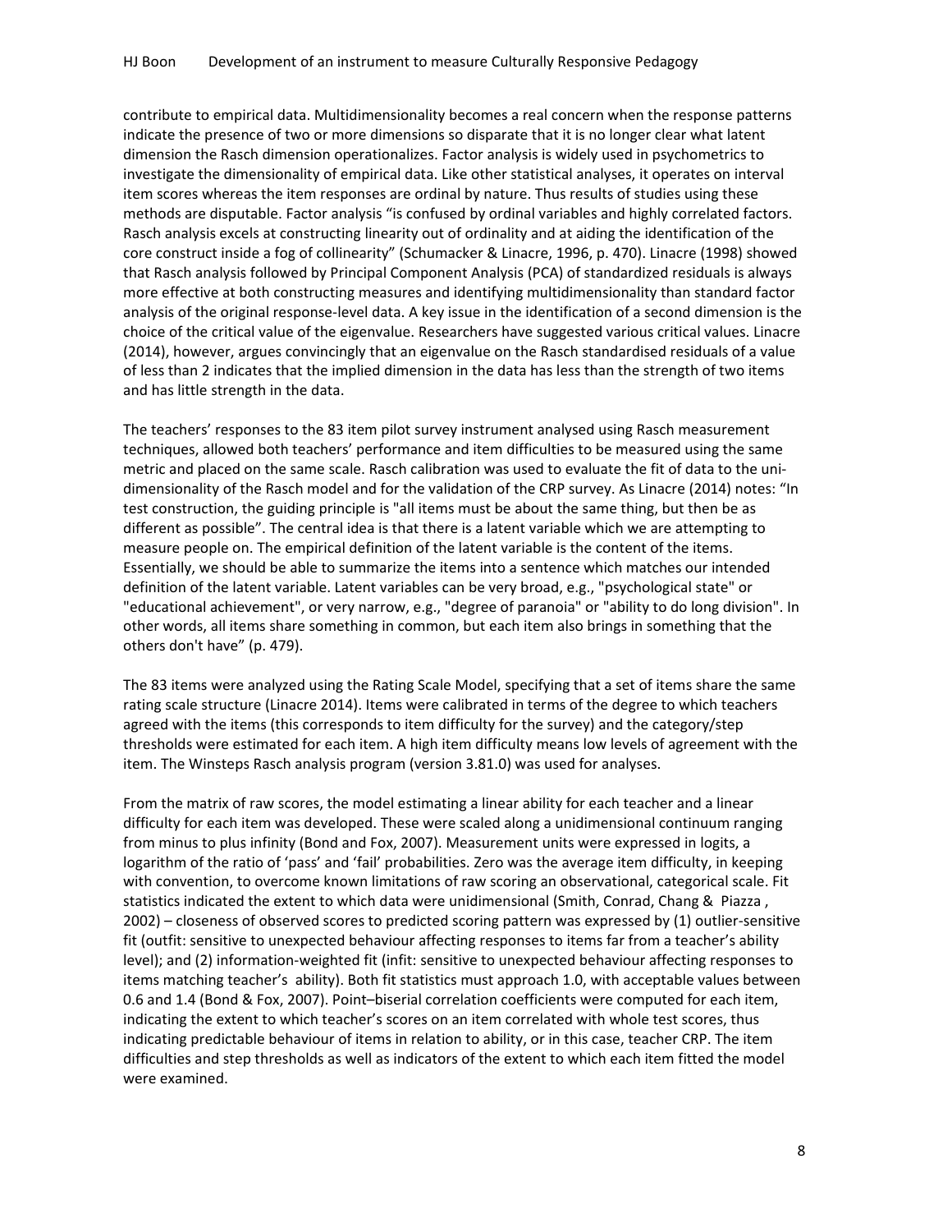contribute to empirical data. Multidimensionality becomes a real concern when the response patterns indicate the presence of two or more dimensions so disparate that it is no longer clear what latent dimension the Rasch dimension operationalizes. Factor analysis is widely used in psychometrics to investigate the dimensionality of empirical data. Like other statistical analyses, it operates on interval item scores whereas the item responses are ordinal by nature. Thus results of studies using these methods are disputable. Factor analysis "is confused by ordinal variables and highly correlated factors. Rasch analysis excels at constructing linearity out of ordinality and at aiding the identification of the core construct inside a fog of collinearity" (Schumacker & Linacre, 1996, p. 470). Linacre (1998) showed that Rasch analysis followed by Principal Component Analysis (PCA) of standardized residuals is always more effective at both constructing measures and identifying multidimensionality than standard factor analysis of the original response-level data. A key issue in the identification of a second dimension is the choice of the critical value of the eigenvalue. Researchers have suggested various critical values. Linacre (2014), however, argues convincingly that an eigenvalue on the Rasch standardised residuals of a value of less than 2 indicates that the implied dimension in the data has less than the strength of two items and has little strength in the data.

The teachers' responses to the 83 item pilot survey instrument analysed using Rasch measurement techniques, allowed both teachers' performance and item difficulties to be measured using the same metric and placed on the same scale. Rasch calibration was used to evaluate the fit of data to the uni-dimensionality of the Rasch model and for the validation of the CRP survey. As Linacre (2014) notes: "In test construction, the guiding principle is "all items must be about the same thing, but then be as different as possible". The central idea is that there is a latent variable which we are attempting to measure people on. The empirical definition of the latent variable is the content of the items. Essentially, we should be able to summarize the items into a sentence which matches our intended definition of the latent variable. Latent variables can be very broad, e.g., "psychological state" or "educational achievement", or very narrow, e.g., "degree of paranoia" or "ability to do long division". In other words, all items share something in common, but each item also brings in something that the others don't have" (p. 479).

The 83 items were analyzed using the Rating Scale Model, specifying that a set of items share the same rating scale structure (Linacre 2014). Items were calibrated in terms of the degree to which teachers agreed with the items (this corresponds to item difficulty for the survey) and the category/step thresholds were estimated for each item. A high item difficulty means low levels of agreement with the item. The Winsteps Rasch analysis program (version 3.81.0) was used for analyses.

From the matrix of raw scores, the model estimating a linear ability for each teacher and a linear difficulty for each item was developed. These were scaled along a unidimensional continuum ranging from minus to plus infinity (Bond and Fox, 2007). Measurement units were expressed in logits, a logarithm of the ratio of 'pass' and 'fail' probabilities. Zero was the average item difficulty, in keeping with convention, to overcome known limitations of raw scoring an observational, categorical scale. Fit statistics indicated the extent to which data were unidimensional (Smith, Conrad, Chang & Piazza , 2002) – closeness of observed scores to predicted scoring pattern was expressed by (1) outlier-sensitive fit (outfit: sensitive to unexpected behaviour affecting responses to items far from a teacher's ability level); and (2) information-weighted fit (infit: sensitive to unexpected behaviour affecting responses to items matching teacher's ability). Both fit statistics must approach 1.0, with acceptable values between 0.6 and 1.4 (Bond & Fox, 2007). Point–biserial correlation coefficients were computed for each item, indicating the extent to which teacher's scores on an item correlated with whole test scores, thus indicating predictable behaviour of items in relation to ability, or in this case, teacher CRP. The item difficulties and step thresholds as well as indicators of the extent to which each item fitted the model were examined.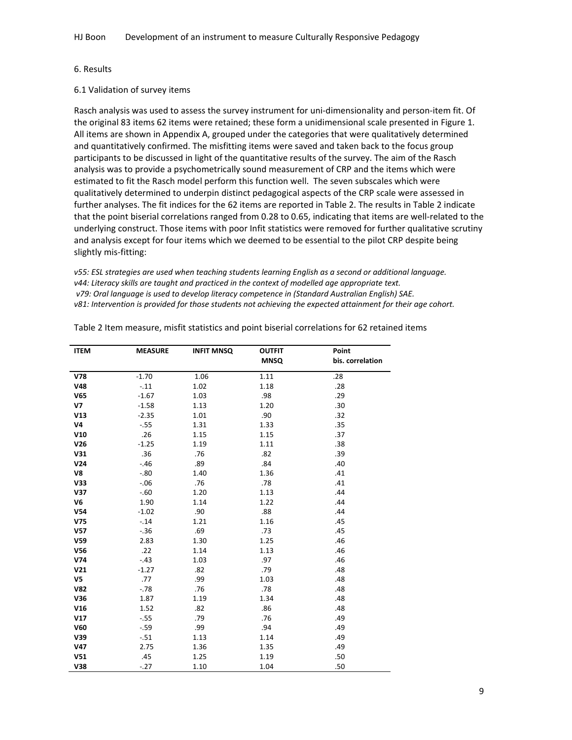## 6. Results

### 6.1 Validation of survey items

Rasch analysis was used to assess the survey instrument for uni-dimensionality and person-item fit. Of the original 83 items 62 items were retained; these form a unidimensional scale presented in Figure 1. All items are shown in Appendix A, grouped under the categories that were qualitatively determined and quantitatively confirmed. The misfitting items were saved and taken back to the focus group participants to be discussed in light of the quantitative results of the survey. The aim of the Rasch analysis was to provide a psychometrically sound measurement of CRP and the items which were estimated to fit the Rasch model perform this function well. The seven subscales which were qualitatively determined to underpin distinct pedagogical aspects of the CRP scale were assessed in further analyses. The fit indices for the 62 items are reported in Table 2. The results in Table 2 indicate that the point biserial correlations ranged from 0.28 to 0.65, indicating that items are well-related to the underlying construct. Those items with poor Infit statistics were removed for further qualitative scrutiny and analysis except for four items which we deemed to be essential to the pilot CRP despite being slightly mis-fitting:

*v55: ESL strategies are used when teaching students learning English as a second or additional language.*
*v44: Literacy skills are taught and practiced in the context of modelled age appropriate text.*
*v79: Oral language is used to develop literacy competence in (Standard Australian English) SAE.*
*v81: Intervention is provided for those students not achieving the expected attainment for their age cohort.*

Table 2 Item measure, misfit statistics and point biserial correlations for 62 retained items

| ITEM | MEASURE | INFIT MNSQ | OUTFIT MNSQ | Point bis. correlation |
|---|---|---|---|---|
| **V78** | -1.70 | 1.06 | 1.11 | .28 |
| **V48** | -.11 | 1.02 | 1.18 | .28 |
| **V65** | -1.67 | 1.03 | .98 | .29 |
| **V7** | -1.58 | 1.13 | 1.20 | .30 |
| **V13** | -2.35 | 1.01 | .90 | .32 |
| **V4** | -.55 | 1.31 | 1.33 | .35 |
| **V10** | .26 | 1.15 | 1.15 | .37 |
| **V26** | -1.25 | 1.19 | 1.11 | .38 |
| **V31** | .36 | .76 | .82 | .39 |
| **V24** | -.46 | .89 | .84 | .40 |
| **V8** | -.80 | 1.40 | 1.36 | .41 |
| **V33** | -.06 | .76 | .78 | .41 |
| **V37** | -.60 | 1.20 | 1.13 | .44 |
| **V6** | 1.90 | 1.14 | 1.22 | .44 |
| **V54** | -1.02 | .90 | .88 | .44 |
| **V75** | -.14 | 1.21 | 1.16 | .45 |
| **V57** | -.36 | .69 | .73 | .45 |
| **V59** | 2.83 | 1.30 | 1.25 | .46 |
| **V56** | .22 | 1.14 | 1.13 | .46 |
| **V74** | -.43 | 1.03 | .97 | .46 |
| **V21** | -1.27 | .82 | .79 | .48 |
| **V5** | .77 | .99 | 1.03 | .48 |
| **V82** | -.78 | .76 | .78 | .48 |
| **V36** | 1.87 | 1.19 | 1.34 | .48 |
| **V16** | 1.52 | .82 | .86 | .48 |
| **V17** | -.55 | .79 | .76 | .49 |
| **V60** | -.59 | .99 | .94 | .49 |
| **V39** | -.51 | 1.13 | 1.14 | .49 |
| **V47** | 2.75 | 1.36 | 1.35 | .49 |
| **V51** | .45 | 1.25 | 1.19 | .50 |
| **V38** | -.27 | 1.10 | 1.04 | .50 |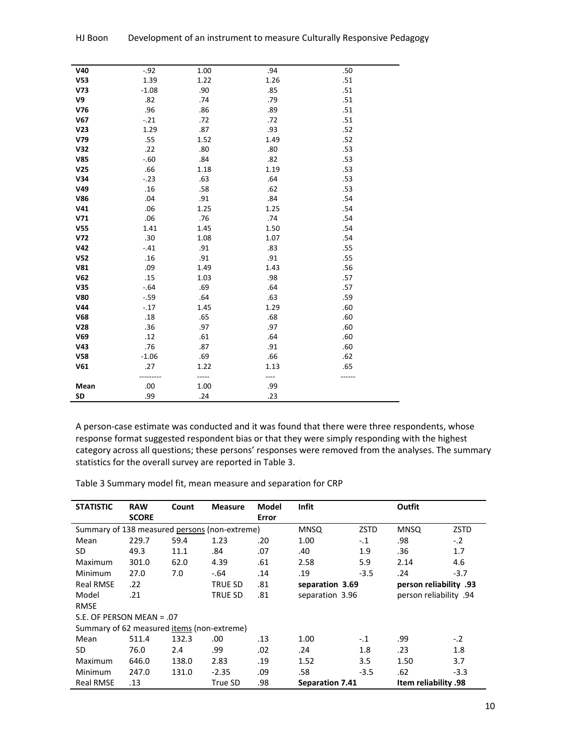| | | | | |
|---|---|---|---|---|
| **V40** | -.92 | 1.00 | .94 | .50 |
| **V53** | 1.39 | 1.22 | 1.26 | .51 |
| **V73** | -1.08 | .90 | .85 | .51 |
| **V9** | .82 | .74 | .79 | .51 |
| **V76** | .96 | .86 | .89 | .51 |
| **V67** | -.21 | .72 | .72 | .51 |
| **V23** | 1.29 | .87 | .93 | .52 |
| **V79** | .55 | 1.52 | 1.49 | .52 |
| **V32** | .22 | .80 | .80 | .53 |
| **V85** | -.60 | .84 | .82 | .53 |
| **V25** | .66 | 1.18 | 1.19 | .53 |
| **V34** | -.23 | .63 | .64 | .53 |
| **V49** | .16 | .58 | .62 | .53 |
| **V86** | .04 | .91 | .84 | .54 |
| **V41** | .06 | 1.25 | 1.25 | .54 |
| **V71** | .06 | .76 | .74 | .54 |
| **V55** | 1.41 | 1.45 | 1.50 | .54 |
| **V72** | .30 | 1.08 | 1.07 | .54 |
| **V42** | -.41 | .91 | .83 | .55 |
| **V52** | .16 | .91 | .91 | .55 |
| **V81** | .09 | 1.49 | 1.43 | .56 |
| **V62** | .15 | 1.03 | .98 | .57 |
| **V35** | -.64 | .69 | .64 | .57 |
| **V80** | -.59 | .64 | .63 | .59 |
| **V44** | -.17 | 1.45 | 1.29 | .60 |
| **V68** | .18 | .65 | .68 | .60 |
| **V28** | .36 | .97 | .97 | .60 |
| **V69** | .12 | .61 | .64 | .60 |
| **V43** | .76 | .87 | .91 | .60 |
| **V58** | -1.06 | .69 | .66 | .62 |
| **V61** | .27 | 1.22 | 1.13 | .65 |
| | --------- | ----- | ---- | ------ |
| **Mean** | .00 | 1.00 | .99 | |
| **SD** | .99 | .24 | .23 | |

A person-case estimate was conducted and it was found that there were three respondents, whose response format suggested respondent bias or that they were simply responding with the highest category across all questions; these persons' responses were removed from the analyses. The summary statistics for the overall survey are reported in Table 3.

Table 3 Summary model fit, mean measure and separation for CRP

| **STATISTIC** | **RAW SCORE** | **Count** | **Measure** | **Model Error** | **Infit** | | **Outfit** | |
|---|---|---|---|---|---|---|---|---|
| Summary of 138 measured persons (non-extreme) | | | | | MNSQ | ZSTD | MNSQ | ZSTD |
| Mean | 229.7 | 59.4 | 1.23 | .20 | 1.00 | -.1 | .98 | -.2 |
| SD | 49.3 | 11.1 | .84 | .07 | .40 | 1.9 | .36 | 1.7 |
| Maximum | 301.0 | 62.0 | 4.39 | .61 | 2.58 | 5.9 | 2.14 | 4.6 |
| Minimum | 27.0 | 7.0 | -.64 | .14 | .19 | -3.5 | .24 | -3.7 |
| Real RMSE | .22 | | TRUE SD | .81 | **separation 3.69** | | **person reliability .93** | |
| Model RMSE | .21 | | TRUE SD | .81 | separation 3.96 | | person reliability .94 | |
| S.E. OF PERSON MEAN = .07 | | | | | | | | |
| Summary of 62 measured items (non-extreme) | | | | | | | | |
| Mean | 511.4 | 132.3 | .00 | .13 | 1.00 | -.1 | .99 | -.2 |
| SD | 76.0 | 2.4 | .99 | .02 | .24 | 1.8 | .23 | 1.8 |
| Maximum | 646.0 | 138.0 | 2.83 | .19 | 1.52 | 3.5 | 1.50 | 3.7 |
| Minimum | 247.0 | 131.0 | -2.35 | .09 | .58 | -3.5 | .62 | -3.3 |
| Real RMSE | .13 | | True SD | .98 | **Separation 7.41** | | **Item reliability .98** | |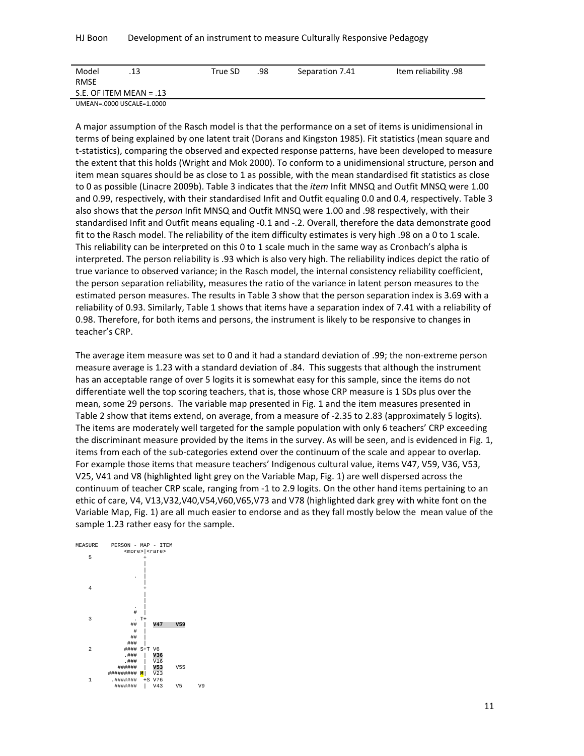| Model RMSE | .13 | True SD | .98 | Separation 7.41 | Item reliability .98 |
|---|---|---|---|---|---|
| S.E. OF ITEM MEAN = .13 | | | | | |

UMEAN=.0000 USCALE=1.0000

A major assumption of the Rasch model is that the performance on a set of items is unidimensional in terms of being explained by one latent trait (Dorans and Kingston 1985). Fit statistics (mean square and t-statistics), comparing the observed and expected response patterns, have been developed to measure the extent that this holds (Wright and Mok 2000). To conform to a unidimensional structure, person and item mean squares should be as close to 1 as possible, with the mean standardised fit statistics as close to 0 as possible (Linacre 2009b). Table 3 indicates that the *item* Infit MNSQ and Outfit MNSQ were 1.00 and 0.99, respectively, with their standardised Infit and Outfit equaling 0.0 and 0.4, respectively. Table 3 also shows that the *person* Infit MNSQ and Outfit MNSQ were 1.00 and .98 respectively, with their standardised Infit and Outfit means equaling -0.1 and -.2. Overall, therefore the data demonstrate good fit to the Rasch model. The reliability of the item difficulty estimates is very high .98 on a 0 to 1 scale. This reliability can be interpreted on this 0 to 1 scale much in the same way as Cronbach's alpha is interpreted. The person reliability is .93 which is also very high. The reliability indices depict the ratio of true variance to observed variance; in the Rasch model, the internal consistency reliability coefficient, the person separation reliability, measures the ratio of the variance in latent person measures to the estimated person measures. The results in Table 3 show that the person separation index is 3.69 with a reliability of 0.93. Similarly, Table 1 shows that items have a separation index of 7.41 with a reliability of 0.98. Therefore, for both items and persons, the instrument is likely to be responsive to changes in teacher's CRP.

The average item measure was set to 0 and it had a standard deviation of .99; the non-extreme person measure average is 1.23 with a standard deviation of .84. This suggests that although the instrument has an acceptable range of over 5 logits it is somewhat easy for this sample, since the items do not differentiate well the top scoring teachers, that is, those whose CRP measure is 1 SDs plus over the mean, some 29 persons. The variable map presented in Fig. 1 and the item measures presented in Table 2 show that items extend, on average, from a measure of -2.35 to 2.83 (approximately 5 logits). The items are moderately well targeted for the sample population with only 6 teachers' CRP exceeding the discriminant measure provided by the items in the survey. As will be seen, and is evidenced in Fig. 1, items from each of the sub-categories extend over the continuum of the scale and appear to overlap. For example those items that measure teachers' Indigenous cultural value, items V47, V59, V36, V53, V25, V41 and V8 (highlighted light grey on the Variable Map, Fig. 1) are well dispersed across the continuum of teacher CRP scale, ranging from -1 to 2.9 logits. On the other hand items pertaining to an ethic of care, V4, V13,V32,V40,V54,V60,V65,V73 and V78 (highlighted dark grey with white font on the Variable Map, Fig. 1) are all much easier to endorse and as they fall mostly below the mean value of the sample 1.23 rather easy for the sample.

```
MEASURE    PERSON - MAP - ITEM
               <more>|<rare>
   5                 +
                     |
                     |
                   . |
                     |
   4                 +
                     |
                     |
                     |
                   . |
                   # |
   3               . T+
                  ## |  V47    V59
                   # |
                  ## |
                 ### |
   2            #### S+T V6
                .### |  V36
                .### |  V16
              ###### |  V53    V55
           ######### M| V23
   1        .#######  +S V76
             ####### |  V43    V5     V9
```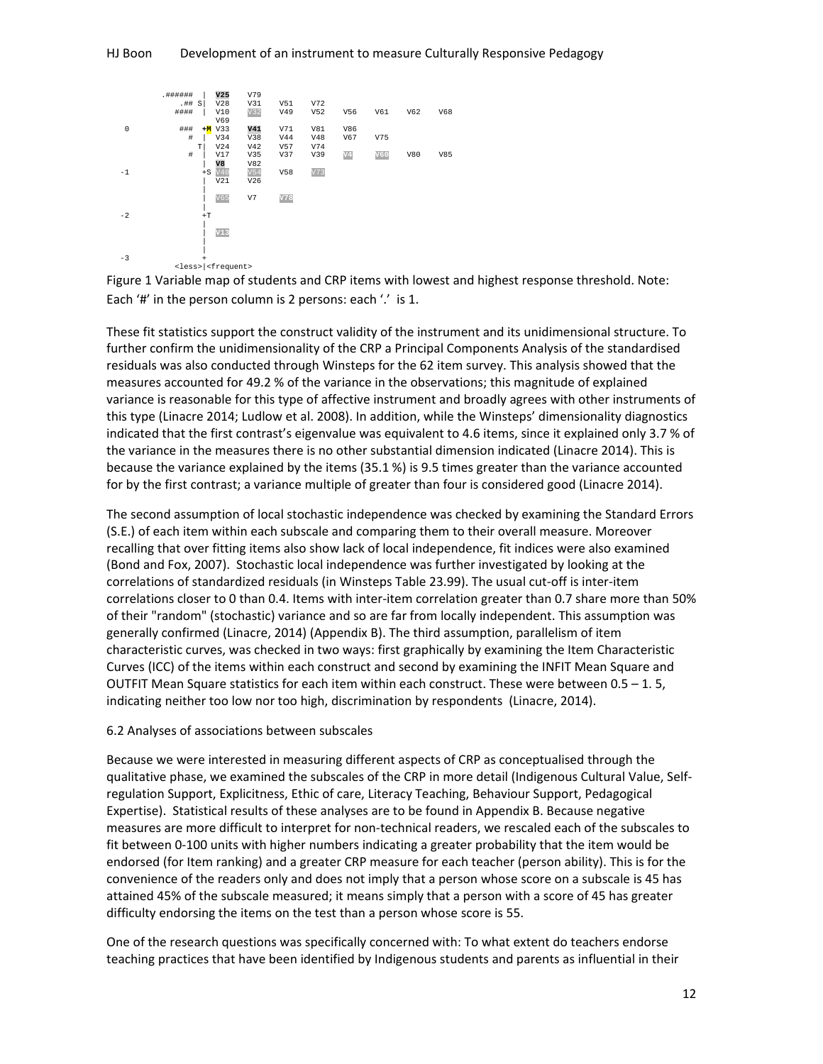```
        .######  |  V25    V79
            .## S|  V28    V31    V51    V72
           ####  |  V10    V32    V49    V52    V56    V61    V62    V68
                 |  V69
 0          ###  +M V33    V41    V71    V81    V86
              #  |  V34    V38    V44    V48    V67    V75
                T|  V24    V42    V57    V74
              #  |  V17    V35    V37    V39    V4     V60    V80    V85
                 |  V8     V82
-1               +S V46    V54    V58    V73
                 |  V21    V26
                 |
                 |  V65    V7     V78
                 |
-2               +T
                 |
                 |  V13
                 |
                 |
-3               +
          <less>|<frequent>
```

Figure 1 Variable map of students and CRP items with lowest and highest response threshold. Note: Each '#' in the person column is 2 persons: each '.' is 1.

These fit statistics support the construct validity of the instrument and its unidimensional structure. To further confirm the unidimensionality of the CRP a Principal Components Analysis of the standardised residuals was also conducted through Winsteps for the 62 item survey. This analysis showed that the measures accounted for 49.2 % of the variance in the observations; this magnitude of explained variance is reasonable for this type of affective instrument and broadly agrees with other instruments of this type (Linacre 2014; Ludlow et al. 2008). In addition, while the Winsteps' dimensionality diagnostics indicated that the first contrast's eigenvalue was equivalent to 4.6 items, since it explained only 3.7 % of the variance in the measures there is no other substantial dimension indicated (Linacre 2014). This is because the variance explained by the items (35.1 %) is 9.5 times greater than the variance accounted for by the first contrast; a variance multiple of greater than four is considered good (Linacre 2014).

The second assumption of local stochastic independence was checked by examining the Standard Errors (S.E.) of each item within each subscale and comparing them to their overall measure. Moreover recalling that over fitting items also show lack of local independence, fit indices were also examined (Bond and Fox, 2007). Stochastic local independence was further investigated by looking at the correlations of standardized residuals (in Winsteps Table 23.99). The usual cut-off is inter-item correlations closer to 0 than 0.4. Items with inter-item correlation greater than 0.7 share more than 50% of their "random" (stochastic) variance and so are far from locally independent. This assumption was generally confirmed (Linacre, 2014) (Appendix B). The third assumption, parallelism of item characteristic curves, was checked in two ways: first graphically by examining the Item Characteristic Curves (ICC) of the items within each construct and second by examining the INFIT Mean Square and OUTFIT Mean Square statistics for each item within each construct. These were between 0.5 – 1. 5, indicating neither too low nor too high, discrimination by respondents (Linacre, 2014).

6.2 Analyses of associations between subscales

Because we were interested in measuring different aspects of CRP as conceptualised through the qualitative phase, we examined the subscales of the CRP in more detail (Indigenous Cultural Value, Self-regulation Support, Explicitness, Ethic of care, Literacy Teaching, Behaviour Support, Pedagogical Expertise). Statistical results of these analyses are to be found in Appendix B. Because negative measures are more difficult to interpret for non-technical readers, we rescaled each of the subscales to fit between 0-100 units with higher numbers indicating a greater probability that the item would be endorsed (for Item ranking) and a greater CRP measure for each teacher (person ability). This is for the convenience of the readers only and does not imply that a person whose score on a subscale is 45 has attained 45% of the subscale measured; it means simply that a person with a score of 45 has greater difficulty endorsing the items on the test than a person whose score is 55.

One of the research questions was specifically concerned with: To what extent do teachers endorse teaching practices that have been identified by Indigenous students and parents as influential in their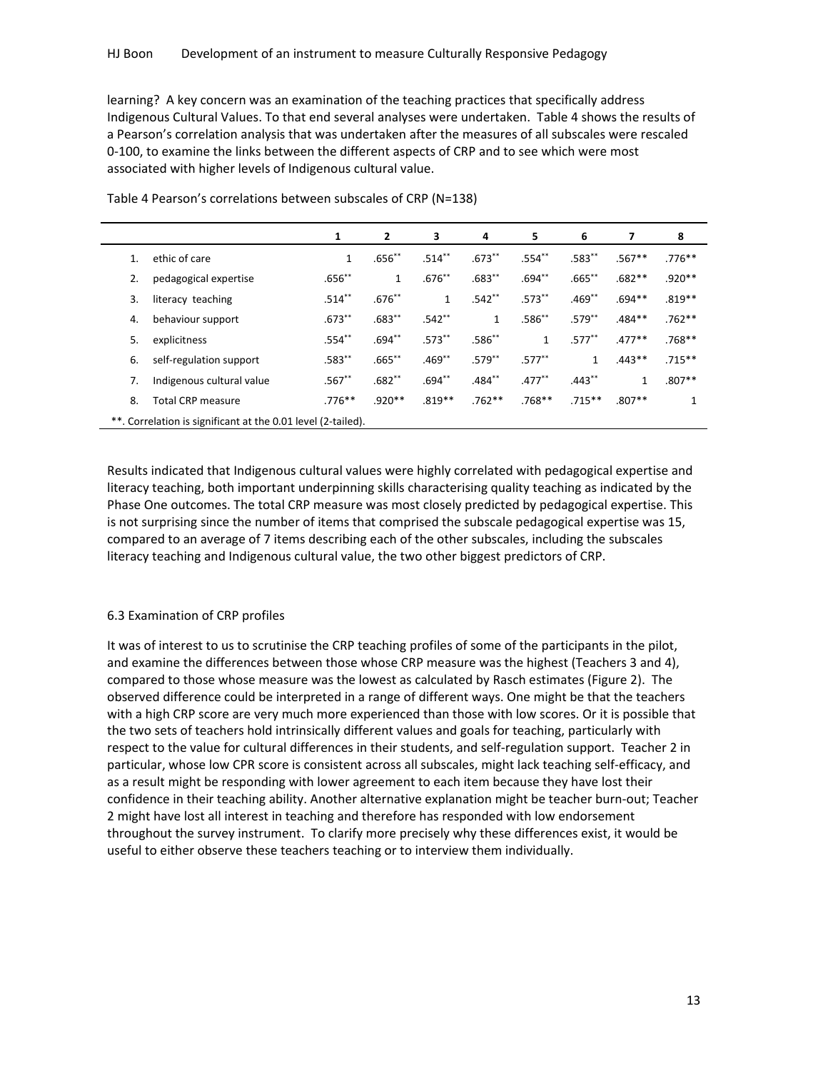learning? A key concern was an examination of the teaching practices that specifically address Indigenous Cultural Values. To that end several analyses were undertaken. Table 4 shows the results of a Pearson's correlation analysis that was undertaken after the measures of all subscales were rescaled 0-100, to examine the links between the different aspects of CRP and to see which were most associated with higher levels of Indigenous cultural value.

Table 4 Pearson's correlations between subscales of CRP (N=138)

| | | 1 | 2 | 3 | 4 | 5 | 6 | 7 | 8 |
|---|---|---|---|---|---|---|---|---|---|
| 1. | ethic of care | 1 | .656** | .514** | .673** | .554** | .583** | .567** | .776** |
| 2. | pedagogical expertise | .656** | 1 | .676** | .683** | .694** | .665** | .682** | .920** |
| 3. | literacy teaching | .514** | .676** | 1 | .542** | .573** | .469** | .694** | .819** |
| 4. | behaviour support | .673** | .683** | .542** | 1 | .586** | .579** | .484** | .762** |
| 5. | explicitness | .554** | .694** | .573** | .586** | 1 | .577** | .477** | .768** |
| 6. | self-regulation support | .583** | .665** | .469** | .579** | .577** | 1 | .443** | .715** |
| 7. | Indigenous cultural value | .567** | .682** | .694** | .484** | .477** | .443** | 1 | .807** |
| 8. | Total CRP measure | .776** | .920** | .819** | .762** | .768** | .715** | .807** | 1 |

**. Correlation is significant at the 0.01 level (2-tailed).

Results indicated that Indigenous cultural values were highly correlated with pedagogical expertise and literacy teaching, both important underpinning skills characterising quality teaching as indicated by the Phase One outcomes. The total CRP measure was most closely predicted by pedagogical expertise. This is not surprising since the number of items that comprised the subscale pedagogical expertise was 15, compared to an average of 7 items describing each of the other subscales, including the subscales literacy teaching and Indigenous cultural value, the two other biggest predictors of CRP.

### 6.3 Examination of CRP profiles

It was of interest to us to scrutinise the CRP teaching profiles of some of the participants in the pilot, and examine the differences between those whose CRP measure was the highest (Teachers 3 and 4), compared to those whose measure was the lowest as calculated by Rasch estimates (Figure 2). The observed difference could be interpreted in a range of different ways. One might be that the teachers with a high CRP score are very much more experienced than those with low scores. Or it is possible that the two sets of teachers hold intrinsically different values and goals for teaching, particularly with respect to the value for cultural differences in their students, and self-regulation support. Teacher 2 in particular, whose low CPR score is consistent across all subscales, might lack teaching self-efficacy, and as a result might be responding with lower agreement to each item because they have lost their confidence in their teaching ability. Another alternative explanation might be teacher burn-out; Teacher 2 might have lost all interest in teaching and therefore has responded with low endorsement throughout the survey instrument. To clarify more precisely why these differences exist, it would be useful to either observe these teachers teaching or to interview them individually.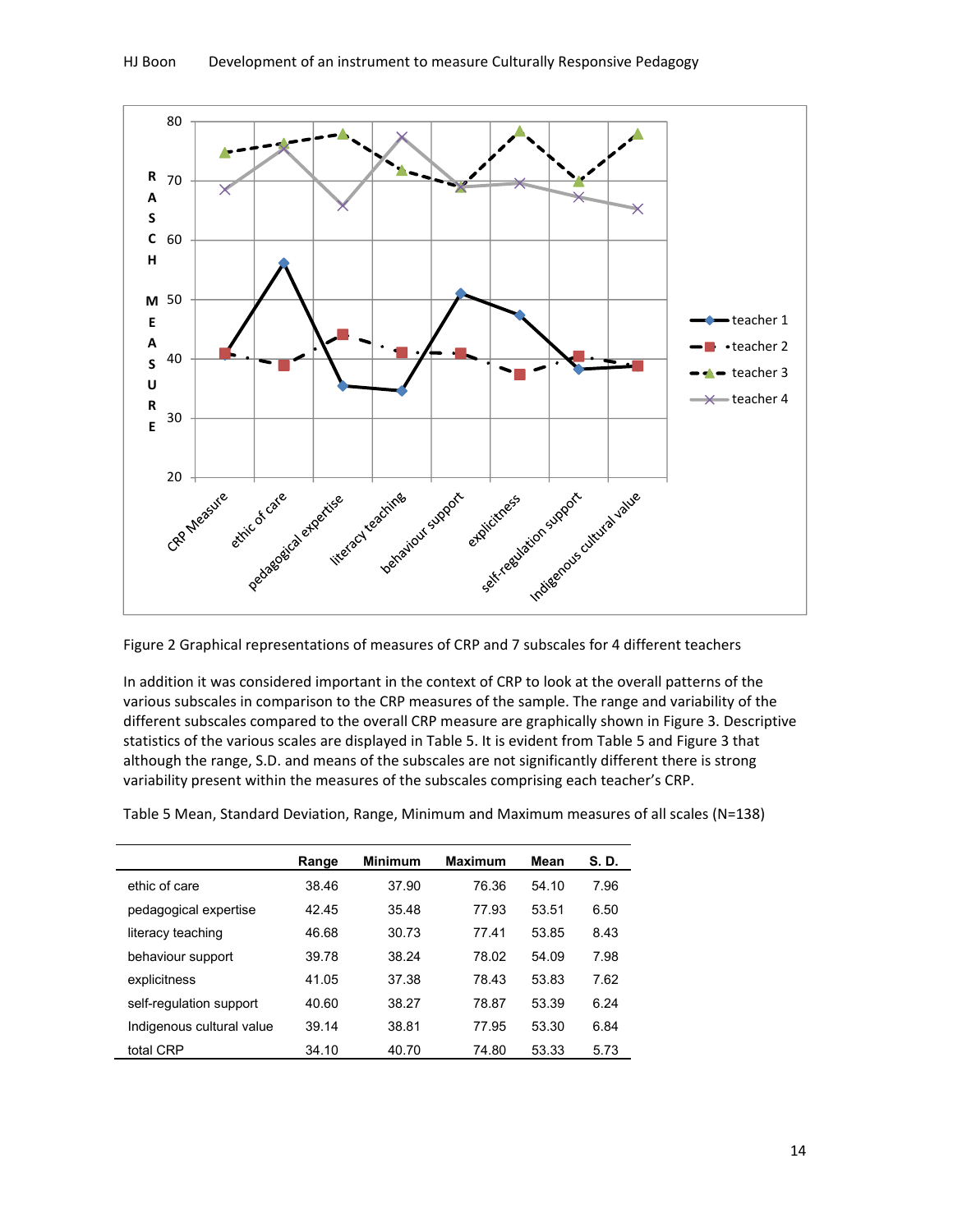Figure 2 Graphical representations of measures of CRP and 7 subscales for 4 different teachers

In addition it was considered important in the context of CRP to look at the overall patterns of the various subscales in comparison to the CRP measures of the sample. The range and variability of the different subscales compared to the overall CRP measure are graphically shown in Figure 3. Descriptive statistics of the various scales are displayed in Table 5. It is evident from Table 5 and Figure 3 that although the range, S.D. and means of the subscales are not significantly different there is strong variability present within the measures of the subscales comprising each teacher's CRP.

Table 5 Mean, Standard Deviation, Range, Minimum and Maximum measures of all scales (N=138)

| | Range | Minimum | Maximum | Mean | S. D. |
|---|---|---|---|---|---|
| ethic of care | 38.46 | 37.90 | 76.36 | 54.10 | 7.96 |
| pedagogical expertise | 42.45 | 35.48 | 77.93 | 53.51 | 6.50 |
| literacy teaching | 46.68 | 30.73 | 77.41 | 53.85 | 8.43 |
| behaviour support | 39.78 | 38.24 | 78.02 | 54.09 | 7.98 |
| explicitness | 41.05 | 37.38 | 78.43 | 53.83 | 7.62 |
| self-regulation support | 40.60 | 38.27 | 78.87 | 53.39 | 6.24 |
| Indigenous cultural value | 39.14 | 38.81 | 77.95 | 53.30 | 6.84 |
| total CRP | 34.10 | 40.70 | 74.80 | 53.33 | 5.73 |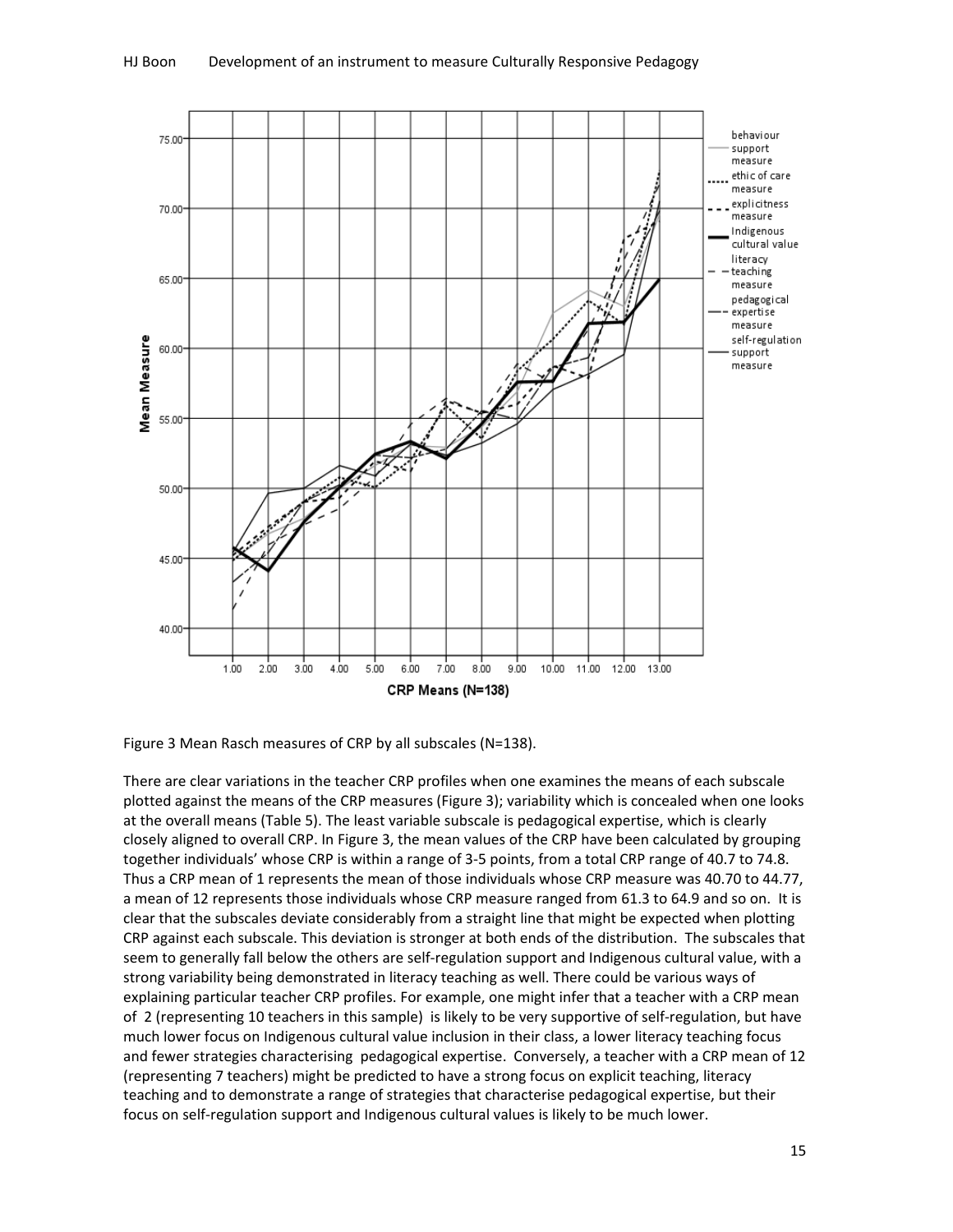Figure 3 Mean Rasch measures of CRP by all subscales (N=138).

There are clear variations in the teacher CRP profiles when one examines the means of each subscale plotted against the means of the CRP measures (Figure 3); variability which is concealed when one looks at the overall means (Table 5). The least variable subscale is pedagogical expertise, which is clearly closely aligned to overall CRP. In Figure 3, the mean values of the CRP have been calculated by grouping together individuals' whose CRP is within a range of 3-5 points, from a total CRP range of 40.7 to 74.8. Thus a CRP mean of 1 represents the mean of those individuals whose CRP measure was 40.70 to 44.77, a mean of 12 represents those individuals whose CRP measure ranged from 61.3 to 64.9 and so on. It is clear that the subscales deviate considerably from a straight line that might be expected when plotting CRP against each subscale. This deviation is stronger at both ends of the distribution. The subscales that seem to generally fall below the others are self-regulation support and Indigenous cultural value, with a strong variability being demonstrated in literacy teaching as well. There could be various ways of explaining particular teacher CRP profiles. For example, one might infer that a teacher with a CRP mean of 2 (representing 10 teachers in this sample) is likely to be very supportive of self-regulation, but have much lower focus on Indigenous cultural value inclusion in their class, a lower literacy teaching focus and fewer strategies characterising pedagogical expertise. Conversely, a teacher with a CRP mean of 12 (representing 7 teachers) might be predicted to have a strong focus on explicit teaching, literacy teaching and to demonstrate a range of strategies that characterise pedagogical expertise, but their focus on self-regulation support and Indigenous cultural values is likely to be much lower.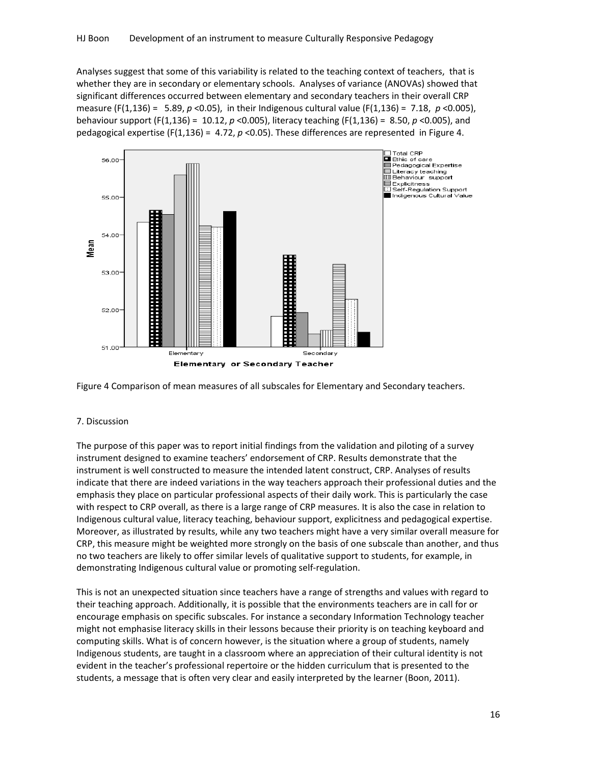Analyses suggest that some of this variability is related to the teaching context of teachers, that is whether they are in secondary or elementary schools. Analyses of variance (ANOVAs) showed that significant differences occurred between elementary and secondary teachers in their overall CRP measure ($F(1,136) = 5.89$, $p < 0.05$), in their Indigenous cultural value ($F(1,136) = 7.18$, $p < 0.005$), behaviour support ($F(1,136) = 10.12$, $p < 0.005$), literacy teaching ($F(1,136) = 8.50$, $p < 0.005$), and pedagogical expertise ($F(1,136) = 4.72$, $p < 0.05$). These differences are represented in Figure 4.

Figure 4 Comparison of mean measures of all subscales for Elementary and Secondary teachers.

## 7. Discussion

The purpose of this paper was to report initial findings from the validation and piloting of a survey instrument designed to examine teachers' endorsement of CRP. Results demonstrate that the instrument is well constructed to measure the intended latent construct, CRP. Analyses of results indicate that there are indeed variations in the way teachers approach their professional duties and the emphasis they place on particular professional aspects of their daily work. This is particularly the case with respect to CRP overall, as there is a large range of CRP measures. It is also the case in relation to Indigenous cultural value, literacy teaching, behaviour support, explicitness and pedagogical expertise. Moreover, as illustrated by results, while any two teachers might have a very similar overall measure for CRP, this measure might be weighted more strongly on the basis of one subscale than another, and thus no two teachers are likely to offer similar levels of qualitative support to students, for example, in demonstrating Indigenous cultural value or promoting self-regulation.

This is not an unexpected situation since teachers have a range of strengths and values with regard to their teaching approach. Additionally, it is possible that the environments teachers are in call for or encourage emphasis on specific subscales. For instance a secondary Information Technology teacher might not emphasise literacy skills in their lessons because their priority is on teaching keyboard and computing skills. What is of concern however, is the situation where a group of students, namely Indigenous students, are taught in a classroom where an appreciation of their cultural identity is not evident in the teacher's professional repertoire or the hidden curriculum that is presented to the students, a message that is often very clear and easily interpreted by the learner (Boon, 2011).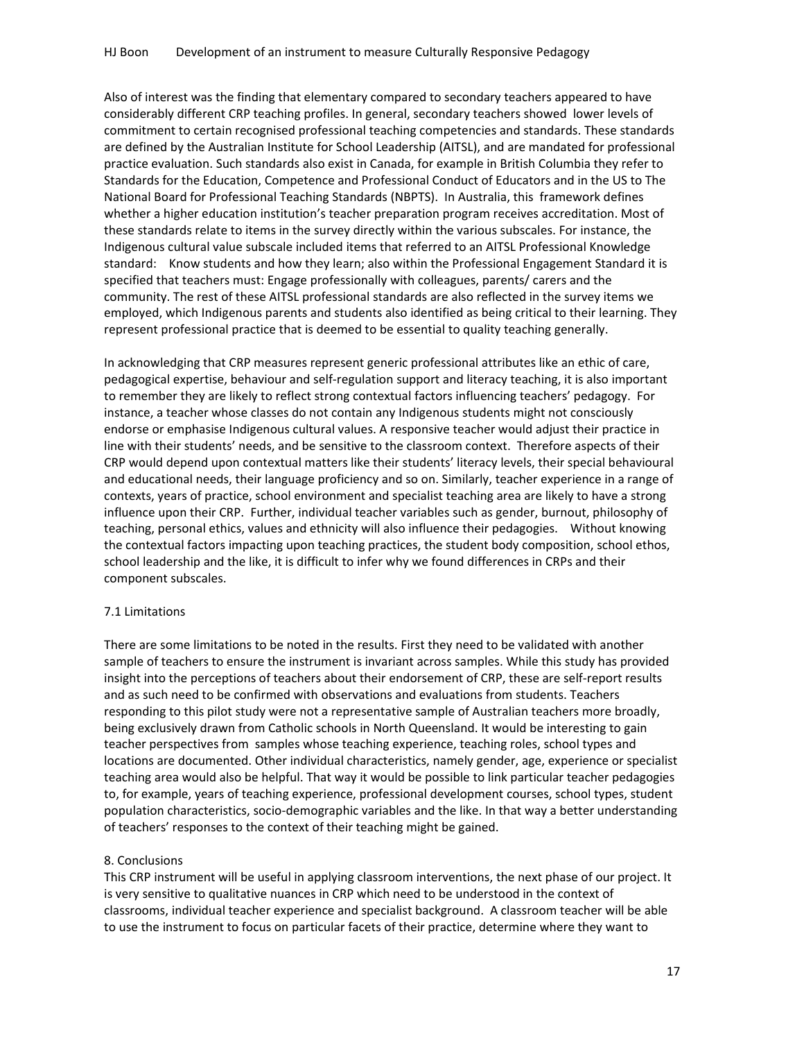Also of interest was the finding that elementary compared to secondary teachers appeared to have considerably different CRP teaching profiles. In general, secondary teachers showed lower levels of commitment to certain recognised professional teaching competencies and standards. These standards are defined by the Australian Institute for School Leadership (AITSL), and are mandated for professional practice evaluation. Such standards also exist in Canada, for example in British Columbia they refer to Standards for the Education, Competence and Professional Conduct of Educators and in the US to The National Board for Professional Teaching Standards (NBPTS). In Australia, this framework defines whether a higher education institution's teacher preparation program receives accreditation. Most of these standards relate to items in the survey directly within the various subscales. For instance, the Indigenous cultural value subscale included items that referred to an AITSL Professional Knowledge standard: Know students and how they learn; also within the Professional Engagement Standard it is specified that teachers must: Engage professionally with colleagues, parents/ carers and the community. The rest of these AITSL professional standards are also reflected in the survey items we employed, which Indigenous parents and students also identified as being critical to their learning. They represent professional practice that is deemed to be essential to quality teaching generally.

In acknowledging that CRP measures represent generic professional attributes like an ethic of care, pedagogical expertise, behaviour and self-regulation support and literacy teaching, it is also important to remember they are likely to reflect strong contextual factors influencing teachers' pedagogy. For instance, a teacher whose classes do not contain any Indigenous students might not consciously endorse or emphasise Indigenous cultural values. A responsive teacher would adjust their practice in line with their students' needs, and be sensitive to the classroom context. Therefore aspects of their CRP would depend upon contextual matters like their students' literacy levels, their special behavioural and educational needs, their language proficiency and so on. Similarly, teacher experience in a range of contexts, years of practice, school environment and specialist teaching area are likely to have a strong influence upon their CRP. Further, individual teacher variables such as gender, burnout, philosophy of teaching, personal ethics, values and ethnicity will also influence their pedagogies. Without knowing the contextual factors impacting upon teaching practices, the student body composition, school ethos, school leadership and the like, it is difficult to infer why we found differences in CRPs and their component subscales.

### 7.1 Limitations

There are some limitations to be noted in the results. First they need to be validated with another sample of teachers to ensure the instrument is invariant across samples. While this study has provided insight into the perceptions of teachers about their endorsement of CRP, these are self-report results and as such need to be confirmed with observations and evaluations from students. Teachers responding to this pilot study were not a representative sample of Australian teachers more broadly, being exclusively drawn from Catholic schools in North Queensland. It would be interesting to gain teacher perspectives from samples whose teaching experience, teaching roles, school types and locations are documented. Other individual characteristics, namely gender, age, experience or specialist teaching area would also be helpful. That way it would be possible to link particular teacher pedagogies to, for example, years of teaching experience, professional development courses, school types, student population characteristics, socio-demographic variables and the like. In that way a better understanding of teachers' responses to the context of their teaching might be gained.

## 8. Conclusions

This CRP instrument will be useful in applying classroom interventions, the next phase of our project. It is very sensitive to qualitative nuances in CRP which need to be understood in the context of classrooms, individual teacher experience and specialist background. A classroom teacher will be able to use the instrument to focus on particular facets of their practice, determine where they want to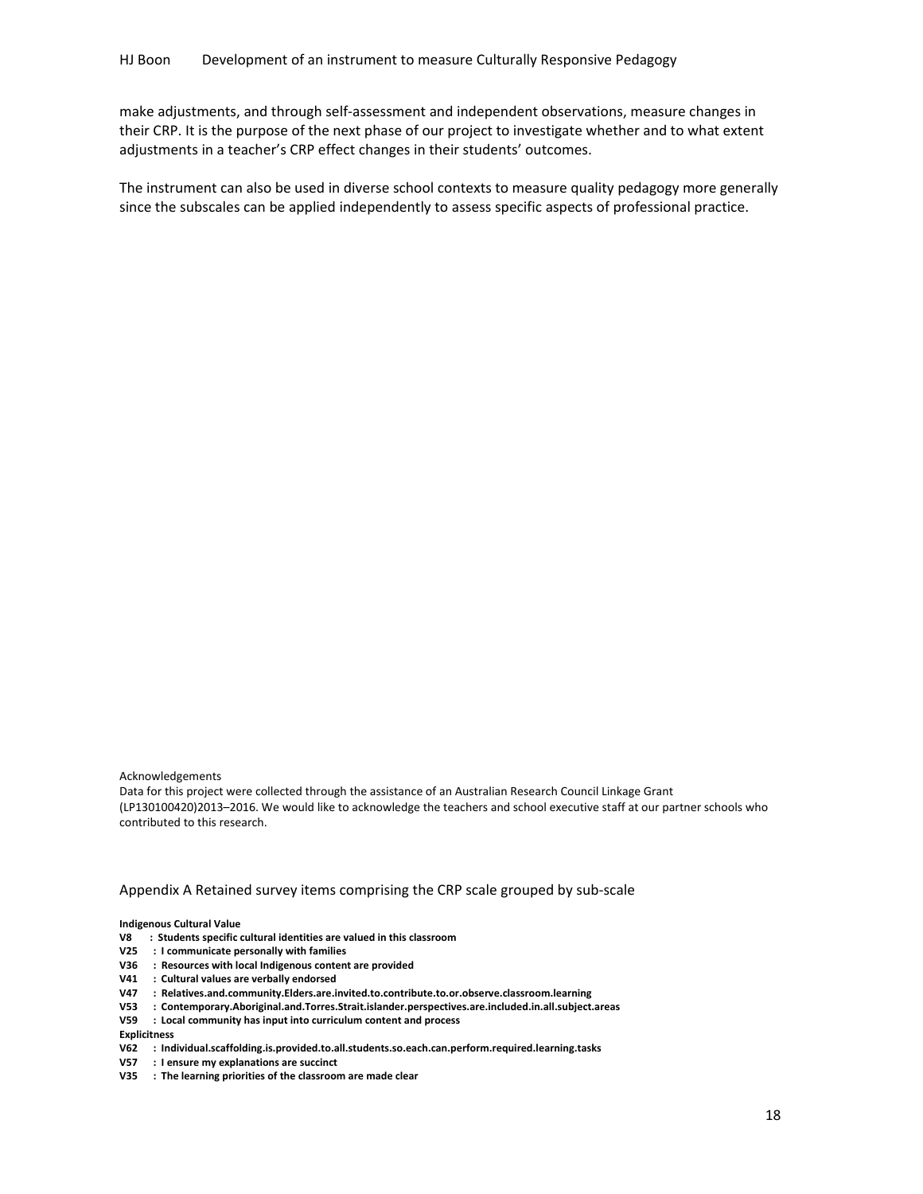make adjustments, and through self-assessment and independent observations, measure changes in their CRP. It is the purpose of the next phase of our project to investigate whether and to what extent adjustments in a teacher's CRP effect changes in their students' outcomes.

The instrument can also be used in diverse school contexts to measure quality pedagogy more generally since the subscales can be applied independently to assess specific aspects of professional practice.

Acknowledgements

Data for this project were collected through the assistance of an Australian Research Council Linkage Grant (LP130100420)2013–2016. We would like to acknowledge the teachers and school executive staff at our partner schools who contributed to this research.

## Appendix A Retained survey items comprising the CRP scale grouped by sub-scale

**Indigenous Cultural Value**

**V8 : Students specific cultural identities are valued in this classroom**
**V25 : I communicate personally with families**
**V36 : Resources with local Indigenous content are provided**
**V41 : Cultural values are verbally endorsed**
**V47 : Relatives.and.community.Elders.are.invited.to.contribute.to.or.observe.classroom.learning**
**V53 : Contemporary.Aboriginal.and.Torres.Strait.islander.perspectives.are.included.in.all.subject.areas**
**V59 : Local community has input into curriculum content and process**

**Explicitness**

**V62 : Individual.scaffolding.is.provided.to.all.students.so.each.can.perform.required.learning.tasks**
**V57 : I ensure my explanations are succinct**
**V35 : The learning priorities of the classroom are made clear**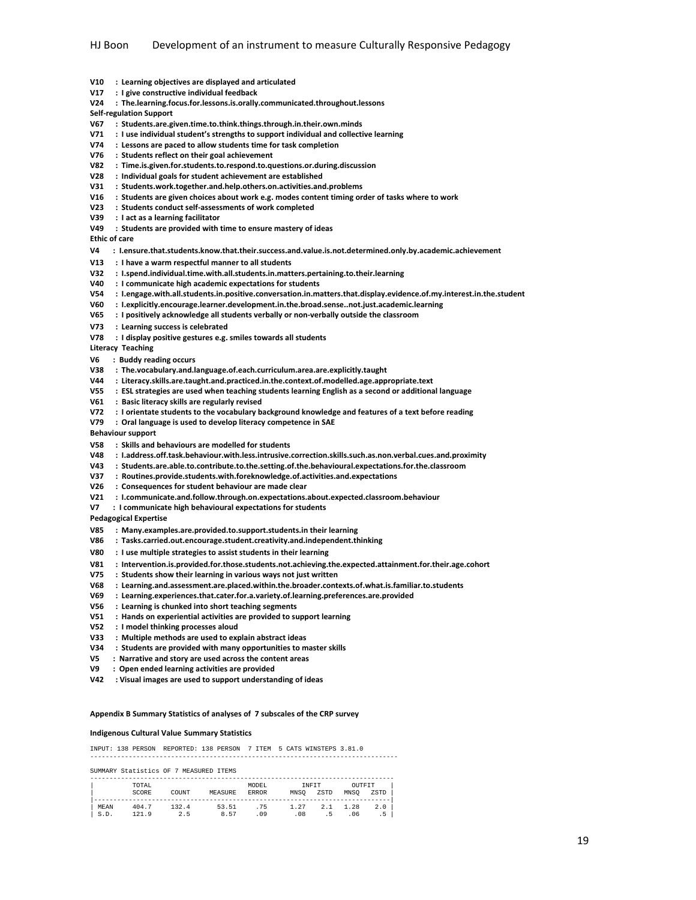**V10 : Learning objectives are displayed and articulated**
**V17 : I give constructive individual feedback**
**V24 : The.learning.focus.for.lessons.is.orally.communicated.throughout.lessons**

**Self-regulation Support**

**V67 : Students.are.given.time.to.think.things.through.in.their.own.minds**
**V71 : I use individual student's strengths to support individual and collective learning**
**V74 : Lessons are paced to allow students time for task completion**
**V76 : Students reflect on their goal achievement**
**V82 : Time.is.given.for.students.to.respond.to.questions.or.during.discussion**
**V28 : Individual goals for student achievement are established**
**V31 : Students.work.together.and.help.others.on.activities.and.problems**
**V16 : Students are given choices about work e.g. modes content timing order of tasks where to work**
**V23 : Students conduct self-assessments of work completed**
**V39 : I act as a learning facilitator**
**V49 : Students are provided with time to ensure mastery of ideas**

**Ethic of care**

**V4 : I.ensure.that.students.know.that.their.success.and.value.is.not.determined.only.by.academic.achievement**
**V13 : I have a warm respectful manner to all students**
**V32 : I.spend.individual.time.with.all.students.in.matters.pertaining.to.their.learning**
**V40 : I communicate high academic expectations for students**
**V54 : I.engage.with.all.students.in.positive.conversation.in.matters.that.display.evidence.of.my.interest.in.the.student**
**V60 : I.explicitly.encourage.learner.development.in.the.broad.sense..not.just.academic.learning**
**V65 : I positively acknowledge all students verbally or non-verbally outside the classroom**
**V73 : Learning success is celebrated**
**V78 : I display positive gestures e.g. smiles towards all students**

**Literacy Teaching**

**V6 : Buddy reading occurs**
**V38 : The.vocabulary.and.language.of.each.curriculum.area.are.explicitly.taught**
**V44 : Literacy.skills.are.taught.and.practiced.in.the.context.of.modelled.age.appropriate.text**
**V55 : ESL strategies are used when teaching students learning English as a second or additional language**
**V61 : Basic literacy skills are regularly revised**
**V72 : I orientate students to the vocabulary background knowledge and features of a text before reading**
**V79 : Oral language is used to develop literacy competence in SAE**

**Behaviour support**

**V58 : Skills and behaviours are modelled for students**
**V48 : I.address.off.task.behaviour.with.less.intrusive.correction.skills.such.as.non.verbal.cues.and.proximity**
**V43 : Students.are.able.to.contribute.to.the.setting.of.the.behavioural.expectations.for.the.classroom**
**V37 : Routines.provide.students.with.foreknowledge.of.activities.and.expectations**
**V26 : Consequences for student behaviour are made clear**
**V21 : I.communicate.and.follow.through.on.expectations.about.expected.classroom.behaviour**
**V7 : I communicate high behavioural expectations for students**

**Pedagogical Expertise**

**V85 : Many.examples.are.provided.to.support.students.in their learning**
**V86 : Tasks.carried.out.encourage.student.creativity.and.independent.thinking**
**V80 : I use multiple strategies to assist students in their learning**
**V81 : Intervention.is.provided.for.those.students.not.achieving.the.expected.attainment.for.their.age.cohort**
**V75 : Students show their learning in various ways not just written**
**V68 : Learning.and.assessment.are.placed.within.the.broader.contexts.of.what.is.familiar.to.students**
**V69 : Learning.experiences.that.cater.for.a.variety.of.learning.preferences.are.provided**
**V56 : Learning is chunked into short teaching segments**
**V51 : Hands on experiential activities are provided to support learning**
**V52 : I model thinking processes aloud**
**V33 : Multiple methods are used to explain abstract ideas**
**V34 : Students are provided with many opportunities to master skills**
**V5 : Narrative and story are used across the content areas**
**V9 : Open ended learning activities are provided**
**V42 : Visual images are used to support understanding of ideas**

**Appendix B Summary Statistics of analyses of 7 subscales of the CRP survey**

**Indigenous Cultural Value Summary Statistics**

```
INPUT: 138 PERSON  REPORTED: 138 PERSON  7 ITEM  5 CATS WINSTEPS 3.81.0
--------------------------------------------------------------------------------

SUMMARY Statistics OF 7 MEASURED ITEMS
-------------------------------------------------------------------------------
|         TOTAL                        MODEL        INFIT        OUTFIT     |
|         SCORE     COUNT    MEASURE   ERROR     MNSQ   ZSTD   MNSQ   ZSTD  |
|-----------------------------------------------------------------------------|
| MEAN    404.7     132.4      53.51     .75     1.27    2.1   1.28    2.0  |
| S.D.    121.9       2.5       8.57     .09      .08     .5    .06     .5  |
```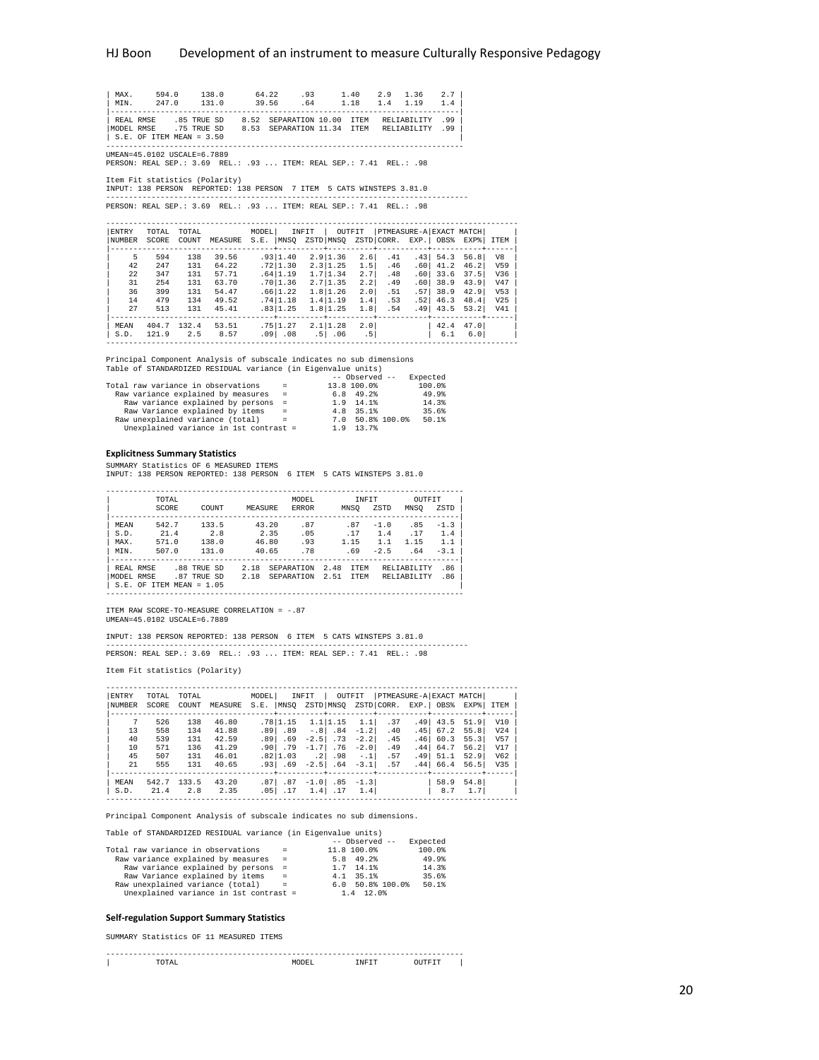```
| MAX.     594.0     138.0       64.22      .93       1.40    2.9   1.36    2.7 |
| MIN.     247.0     131.0       39.56      .64       1.18    1.4   1.19    1.4 |
|-----------------------------------------------------------------------------|
| REAL RMSE    .85 TRUE SD    8.52  SEPARATION 10.00  ITEM   RELIABILITY  .99 |
|MODEL RMSE    .75 TRUE SD    8.53  SEPARATION 11.34  ITEM   RELIABILITY  .99 |
| S.E. OF ITEM MEAN = 3.50                                                    |
-------------------------------------------------------------------------------
UMEAN=45.0102 USCALE=6.7889
PERSON: REAL SEP.: 3.69  REL.: .93 ... ITEM: REAL SEP.: 7.41  REL.: .98
```

Item Fit statistics (Polarity)

```
INPUT: 138 PERSON  REPORTED: 138 PERSON  7 ITEM  5 CATS WINSTEPS 3.81.0
--------------------------------------------------------------------------------
PERSON: REAL SEP.: 3.69  REL.: .93 ... ITEM: REAL SEP.: 7.41  REL.: .98
```

| ENTRY NUMBER | TOTAL SCORE | TOTAL COUNT | MEASURE | MODEL S.E. | INFIT MNSQ | INFIT ZSTD | OUTFIT MNSQ | OUTFIT ZSTD | PTMEASURE-A CORR. | PTMEASURE-A EXP. | EXACT MATCH OBS% | EXACT MATCH EXP% | ITEM |
|---|---|---|---|---|---|---|---|---|---|---|---|---|---|
| 5 | 594 | 138 | 39.56 | .93 | 1.40 | 2.9 | 1.36 | 2.6 | .41 | .43 | 54.3 | 56.8 | V8 |
| 42 | 247 | 131 | 64.22 | .72 | 1.30 | 2.3 | 1.25 | 1.5 | .46 | .60 | 41.2 | 46.2 | V59 |
| 22 | 347 | 131 | 57.71 | .64 | 1.19 | 1.7 | 1.34 | 2.7 | .48 | .60 | 33.6 | 37.5 | V36 |
| 31 | 254 | 131 | 63.70 | .70 | 1.36 | 2.7 | 1.35 | 2.2 | .49 | .60 | 38.9 | 43.9 | V47 |
| 36 | 399 | 131 | 54.47 | .66 | 1.22 | 1.8 | 1.26 | 2.0 | .51 | .57 | 38.9 | 42.9 | V53 |
| 14 | 479 | 134 | 49.52 | .74 | 1.18 | 1.4 | 1.19 | 1.4 | .53 | .52 | 46.3 | 48.4 | V25 |
| 27 | 513 | 131 | 45.41 | .83 | 1.25 | 1.8 | 1.25 | 1.8 | .54 | .49 | 43.5 | 53.2 | V41 |
| MEAN | 404.7 | 132.4 | 53.51 | .75 | 1.27 | 2.1 | 1.28 | 2.0 | | | 42.4 | 47.0 | |
| S.D. | 121.9 | 2.5 | 8.57 | .09 | .08 | .5 | .06 | .5 | | | 6.1 | 6.0 | |

Principal Component Analysis of subscale indicates no sub dimensions

```
Table of STANDARDIZED RESIDUAL variance (in Eigenvalue units)
                                              -- Observed --   Expected
Total raw variance in observations     =        13.8 100.0%         100.0%
  Raw variance explained by measures   =         6.8  49.2%          49.9%
    Raw variance explained by persons  =         1.9  14.1%          14.3%
    Raw Variance explained by items    =         4.8  35.1%          35.6%
  Raw unexplained variance (total)     =         7.0  50.8% 100.0%   50.1%
    Unexplained variance in 1st contrast =       1.9  13.7%
```

**Explicitness Summary Statistics**

```
SUMMARY Statistics OF 6 MEASURED ITEMS
INPUT: 138 PERSON  REPORTED: 138 PERSON  6 ITEM  5 CATS WINSTEPS 3.81.0
```

| | TOTAL SCORE | COUNT | MEASURE | MODEL ERROR | INFIT MNSQ | INFIT ZSTD | OUTFIT MNSQ | OUTFIT ZSTD |
|---|---|---|---|---|---|---|---|---|
| MEAN | 542.7 | 133.5 | 43.20 | .87 | .87 | -1.0 | .85 | -1.3 |
| S.D. | 21.4 | 2.8 | 2.35 | .05 | .17 | 1.4 | .17 | 1.4 |
| MAX. | 571.0 | 138.0 | 46.80 | .93 | 1.15 | 1.1 | 1.15 | 1.1 |
| MIN. | 507.0 | 131.0 | 40.65 | .78 | .69 | -2.5 | .64 | -3.1 |

```
| REAL RMSE    .88 TRUE SD    2.18  SEPARATION  2.48  ITEM   RELIABILITY  .86 |
|MODEL RMSE    .87 TRUE SD    2.18  SEPARATION  2.51  ITEM   RELIABILITY  .86 |
| S.E. OF ITEM MEAN = 1.05                                                    |

ITEM RAW SCORE-TO-MEASURE CORRELATION = -.87
UMEAN=45.0102 USCALE=6.7889

INPUT: 138 PERSON  REPORTED: 138 PERSON  6 ITEM  5 CATS WINSTEPS 3.81.0
--------------------------------------------------------------------------------
PERSON: REAL SEP.: 3.69  REL.: .93 ... ITEM: REAL SEP.: 7.41  REL.: .98
```

Item Fit statistics (Polarity)

| ENTRY NUMBER | TOTAL SCORE | TOTAL COUNT | MEASURE | MODEL S.E. | INFIT MNSQ | INFIT ZSTD | OUTFIT MNSQ | OUTFIT ZSTD | PTMEASURE-A CORR. | PTMEASURE-A EXP. | EXACT MATCH OBS% | EXACT MATCH EXP% | ITEM |
|---|---|---|---|---|---|---|---|---|---|---|---|---|---|
| 7 | 526 | 138 | 46.80 | .78 | 1.15 | 1.1 | 1.15 | 1.1 | .37 | .49 | 43.5 | 51.9 | V10 |
| 13 | 558 | 134 | 41.88 | .89 | .89 | -.8 | .84 | -1.2 | .40 | .45 | 67.2 | 55.8 | V24 |
| 40 | 539 | 131 | 42.59 | .89 | .69 | -2.5 | .73 | -2.2 | .45 | .46 | 60.3 | 55.3 | V57 |
| 10 | 571 | 136 | 41.29 | .90 | .79 | -1.7 | .76 | -2.0 | .49 | .44 | 64.7 | 56.2 | V17 |
| 45 | 507 | 131 | 46.01 | .82 | 1.03 | .2 | .98 | -.1 | .57 | .49 | 51.1 | 52.9 | V62 |
| 21 | 555 | 131 | 40.65 | .93 | .69 | -2.5 | .64 | -3.1 | .57 | .44 | 66.4 | 56.5 | V35 |
| MEAN | 542.7 | 133.5 | 43.20 | .87 | .87 | -1.0 | .85 | -1.3 | | | 58.9 | 54.8 | |
| S.D. | 21.4 | 2.8 | 2.35 | .05 | .17 | 1.4 | .17 | 1.4 | | | 8.7 | 1.7 | |

Principal Component Analysis of subscale indicates no sub dimensions.

```
Table of STANDARDIZED RESIDUAL variance (in Eigenvalue units)
                                              -- Observed --   Expected
Total raw variance in observations     =        11.8 100.0%         100.0%
  Raw variance explained by measures   =         5.8  49.2%          49.9%
    Raw variance explained by persons  =         1.7  14.1%          14.3%
    Raw Variance explained by items    =         4.1  35.1%          35.6%
  Raw unexplained variance (total)     =         6.0  50.8% 100.0%   50.1%
    Unexplained variance in 1st contrast =       1.4  12.0%
```

**Self-regulation Support Summary Statistics**

```
SUMMARY Statistics OF 11 MEASURED ITEMS

-------------------------------------------------------------------------------
|          TOTAL                         MODEL         INFIT        OUTFIT    |
```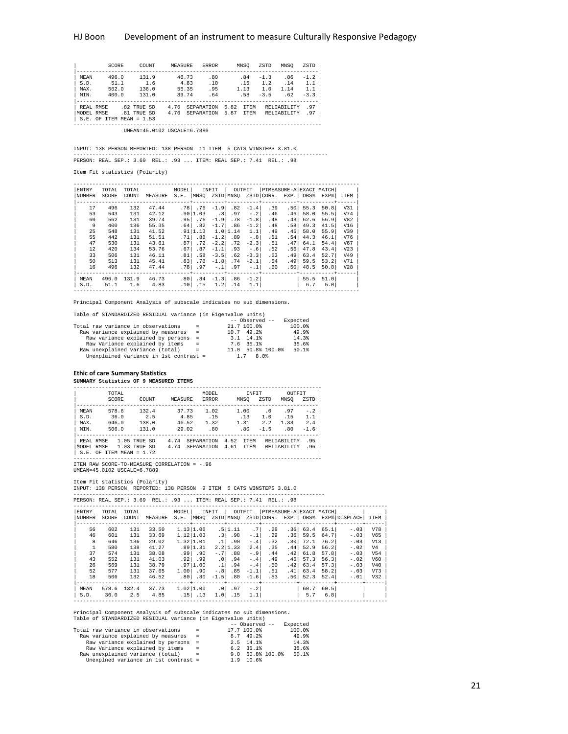```
|          SCORE      COUNT     MEASURE   ERROR      MNSQ   ZSTD   MNSQ   ZSTD |
|------------------------------------------------------------------------------|
| MEAN    496.0      131.9       46.73     .80        .84   -1.3    .86   -1.2 |
| S.D.     51.1        1.6        4.83     .10        .15    1.2    .14    1.1 |
| MAX.    562.0      136.0       55.35     .95       1.13    1.0   1.14    1.1 |
| MIN.    400.0      131.0       39.74     .64        .58   -3.5    .62   -3.3 |
|------------------------------------------------------------------------------|
| REAL RMSE    .82 TRUE SD    4.76  SEPARATION  5.82  ITEM    RELIABILITY  .97 |
|MODEL RMSE    .81 TRUE SD    4.76  SEPARATION  5.87  ITEM    RELIABILITY  .97 |
| S.E. OF ITEM MEAN = 1.53                                                     |
--------------------------------------------------------------------------------
              UMEAN=45.0102 USCALE=6.7889
```

```
INPUT: 138 PERSON REPORTED: 138 PERSON  11 ITEM  5 CATS WINSTEPS 3.81.0
--------------------------------------------------------------------------------
PERSON: REAL SEP.: 3.69  REL.: .93 ... ITEM: REAL SEP.: 7.41  REL.: .98
```

Item Fit statistics (Polarity)

```
--------------------------------------------------------------------------------------------
|ENTRY   TOTAL  TOTAL           MODEL|   INFIT  |  OUTFIT  |PTMEASURE-A|EXACT MATCH|      |
|NUMBER  SCORE  COUNT  MEASURE  S.E. |MNSQ  ZSTD|MNSQ  ZSTD|CORR.  EXP.| OBS%  EXP%| ITEM |
|------------------------------------+----------+----------+-----------+-----------+------|
|    17    496    132    47.44    .78| .76  -1.9| .82  -1.4|  .39   .50| 55.3  50.8|  V31 |
|    53    543    131    42.12    .90|1.03    .3| .97   -.2|  .46   .46| 58.0  55.5|  V74 |
|    60    562    131    39.74    .95| .76  -1.9| .78  -1.8|  .48   .43| 62.6  56.9|  V82 |
|     9    400    136    55.35    .64| .82  -1.7| .86  -1.2|  .48   .58| 49.3  41.5|  V16 |
|    25    548    131    41.52    .91|1.13   1.0|1.14   1.1|  .49   .45| 58.0  55.9|  V39 |
|    55    442    131    51.51    .71| .86  -1.2| .89   -.8|  .51   .54| 44.3  46.1|  V76 |
|    47    530    131    43.61    .87| .72  -2.2| .72  -2.3|  .51   .47| 64.1  54.4|  V67 |
|    12    420    134    53.76    .67| .87  -1.1| .93   -.6|  .52   .56| 47.8  43.4|  V23 |
|    33    506    131    46.11    .81| .58  -3.5| .62  -3.3|  .53   .49| 63.4  52.7|  V49 |
|    50    513    131    45.41    .83| .76  -1.8| .74  -2.1|  .54   .49| 59.5  53.2|  V71 |
|    16    496    132    47.44    .78| .97   -.1| .97   -.1|  .60   .50| 48.5  50.8|  V28 |
|------------------------------------+----------+----------+-----------+-----------+------|
| MEAN   496.0  131.9    46.73    .80| .84  -1.3| .86  -1.2|           | 55.5  51.0|      |
| S.D.    51.1    1.6     4.83    .10| .15   1.2| .14   1.1|           |  6.7   5.0|      |
--------------------------------------------------------------------------------------------
```

Principal Component Analysis of subscale indicates no sub dimensions.

```
Table of STANDARDIZED RESIDUAL variance (in Eigenvalue units)
                                              -- Observed --    Expected
Total raw variance in observations     =        21.7 100.0%         100.0%
  Raw variance explained by measures   =        10.7  49.2%          49.9%
    Raw variance explained by persons  =         3.1  14.1%          14.3%
    Raw Variance explained by items    =         7.6  35.1%          35.6%
  Raw unexplained variance (total)     =        11.0  50.8% 100.0%   50.1%
    Unexplained variance in 1st contrast =       1.7   8.0%
```

### Ethic of care Summary Statistics

**SUMMARY Statistics OF 9 MEASURED ITEMS**

```
--------------------------------------------------------------------------------
|          TOTAL                          MODEL         INFIT        OUTFIT    |
|          SCORE      COUNT     MEASURE   ERROR      MNSQ   ZSTD   MNSQ   ZSTD |
|------------------------------------------------------------------------------|
| MEAN    578.6      132.4       37.73    1.02       1.00     .0    .97    -.2 |
| S.D.     36.0        2.5        4.85     .15        .13    1.0    .15    1.1 |
| MAX.    646.0      138.0       46.52    1.32       1.31    2.2   1.33    2.4 |
| MIN.    506.0      131.0       29.02     .80        .80   -1.5    .80   -1.6 |
|------------------------------------------------------------------------------|
| REAL RMSE   1.05 TRUE SD    4.74  SEPARATION  4.52  ITEM    RELIABILITY  .95 |
|MODEL RMSE   1.03 TRUE SD    4.74  SEPARATION  4.61  ITEM    RELIABILITY  .96 |
| S.E. OF ITEM MEAN = 1.72                                                     |
--------------------------------------------------------------------------------
ITEM RAW SCORE-TO-MEASURE CORRELATION = -.96
UMEAN=45.0102 USCALE=6.7889
```

Item Fit statistics (Polarity)

```
INPUT: 138 PERSON  REPORTED: 138 PERSON  9 ITEM  5 CATS WINSTEPS 3.81.0
--------------------------------------------------------------------------------
PERSON: REAL SEP.: 3.69  REL.: .93 ... ITEM: REAL SEP.: 7.41  REL.: .98
```

```
-----------------------------------------------------------------------------------------------------
|ENTRY   TOTAL  TOTAL           MODEL|   INFIT  |  OUTFIT  |PTMEASURE-A|EXACT MATCH|        |      |
|NUMBER  SCORE  COUNT  MEASURE  S.E. |MNSQ  ZSTD|MNSQ  ZSTD|CORR.  EXP.| OBS%  EXP%|DISPLACE| ITEM |
|------------------------------------+----------+----------+-----------+-----------+--------+------|
|    56    602    131    33.50   1.13|1.06    .5|1.11    .7|  .28   .36| 63.4  65.1|    -.03|  V78 |
|    46    601    131    33.69   1.12|1.03    .3| .98   -.1|  .29   .36| 59.5  64.7|    -.03|  V65 |
|     8    646    136    29.02   1.32|1.01    .1| .90   -.4|  .32   .30| 72.1  76.2|    -.03|  V13 |
|     1    580    138    41.27    .89|1.31   2.2|1.33   2.4|  .35   .44| 52.9  56.2|    -.02|  V4  |
|    37    574    131    38.08    .99| .90   -.7| .88   -.9|  .44   .42| 61.8  57.8|    -.03|  V54 |
|    43    552    131    41.03    .92| .99    .0| .94   -.4|  .49   .45| 57.3  56.3|    -.02|  V60 |
|    26    569    131    38.79    .97|1.00    .1| .94   -.4|  .50   .42| 63.4  57.3|    -.03|  V40 |
|    52    577    131    37.65   1.00| .90   -.8| .85  -1.1|  .51   .41| 63.4  58.2|    -.03|  V73 |
|    18    506    132    46.52    .80| .80  -1.5| .80  -1.6|  .53   .50| 52.3  52.4|    -.01|  V32 |
|------------------------------------+----------+----------+-----------+-----------+--------+------|
| MEAN   578.6  132.4    37.73   1.02|1.00    .0| .97   -.2|           | 60.7  60.5|        |      |
| S.D.    36.0    2.5     4.85    .15| .13   1.0| .15   1.1|           |  5.7   6.8|        |      |
-----------------------------------------------------------------------------------------------------
```

Principal Component Analysis of subscale indicates no sub dimensions.

```
Table of STANDARDIZED RESIDUAL variance (in Eigenvalue units)
                                              -- Observed --    Expected
Total raw variance in observations     =        17.7 100.0%         100.0%
  Raw variance explained by measures   =         8.7  49.2%          49.9%
    Raw variance explained by persons  =         2.5  14.1%          14.3%
    Raw Variance explained by items    =         6.2  35.1%          35.6%
  Raw unexplained variance (total)     =         9.0  50.8% 100.0%   50.1%
    Unexplned variance in 1st contrast =         1.9  10.6%
```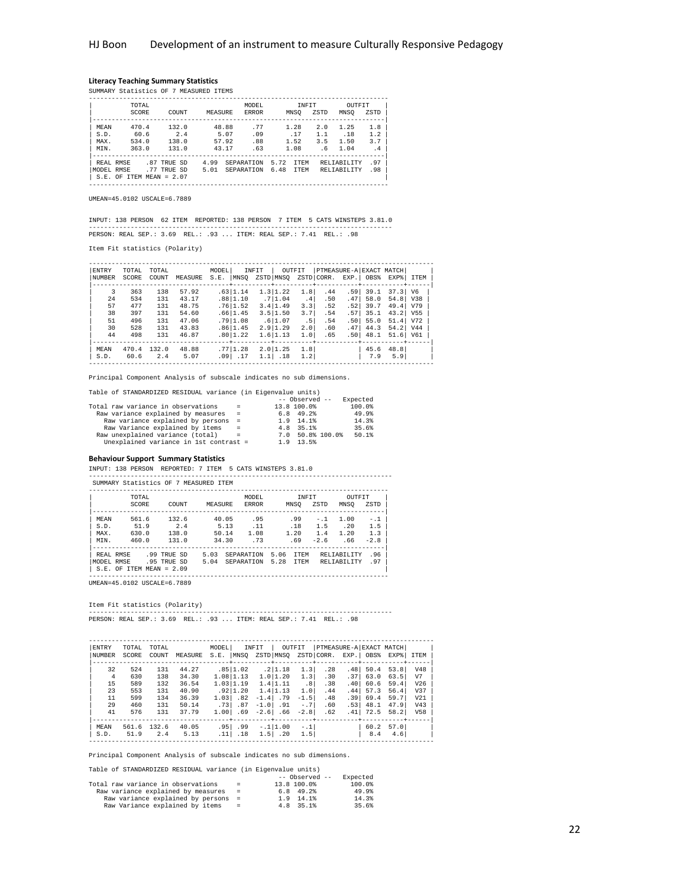### Literacy Teaching Summary Statistics

SUMMARY Statistics OF 7 MEASURED ITEMS

| | TOTAL SCORE | COUNT | MEASURE | MODEL ERROR | INFIT MNSQ | INFIT ZSTD | OUTFIT MNSQ | OUTFIT ZSTD |
|---|---|---|---|---|---|---|---|---|
| MEAN | 470.4 | 132.0 | 48.88 | .77 | 1.28 | 2.0 | 1.25 | 1.8 |
| S.D. | 60.6 | 2.4 | 5.07 | .09 | .17 | 1.1 | .18 | 1.2 |
| MAX. | 534.0 | 138.0 | 57.92 | .88 | 1.52 | 3.5 | 1.50 | 3.7 |
| MIN. | 363.0 | 131.0 | 43.17 | .63 | 1.08 | .6 | 1.04 | .4 |

```
REAL RMSE   .87 TRUE SD   4.99  SEPARATION  5.72  ITEM   RELIABILITY  .97
MODEL RMSE  .77 TRUE SD   5.01  SEPARATION  6.48  ITEM   RELIABILITY  .98
S.E. OF ITEM MEAN = 2.07
```

UMEAN=45.0102 USCALE=6.7889

INPUT: 138 PERSON 62 ITEM REPORTED: 138 PERSON 7 ITEM 5 CATS WINSTEPS 3.81.0

PERSON: REAL SEP.: 3.69 REL.: .93 ... ITEM: REAL SEP.: 7.41 REL.: .98

Item Fit statistics (Polarity)

| ENTRY NUMBER | TOTAL SCORE | TOTAL COUNT | MEASURE | MODEL S.E. | INFIT MNSQ | INFIT ZSTD | OUTFIT MNSQ | OUTFIT ZSTD | PTMEASURE-A CORR. | PTMEASURE-A EXP. | EXACT MATCH OBS% | EXACT MATCH EXP% | ITEM |
|---|---|---|---|---|---|---|---|---|---|---|---|---|---|
| 3 | 363 | 138 | 57.92 | .63 | 1.14 | 1.3 | 1.22 | 1.8 | .44 | .59 | 39.1 | 37.3 | V6 |
| 24 | 534 | 131 | 43.17 | .88 | 1.10 | .7 | 1.04 | .4 | .50 | .47 | 58.0 | 54.8 | V38 |
| 57 | 477 | 131 | 48.75 | .76 | 1.52 | 3.4 | 1.49 | 3.3 | .52 | .52 | 39.7 | 49.4 | V79 |
| 38 | 397 | 131 | 54.60 | .66 | 1.45 | 3.5 | 1.50 | 3.7 | .54 | .57 | 35.1 | 43.2 | V55 |
| 51 | 496 | 131 | 47.06 | .79 | 1.08 | .6 | 1.07 | .5 | .54 | .50 | 55.0 | 51.4 | V72 |
| 30 | 528 | 131 | 43.83 | .86 | 1.45 | 2.9 | 1.29 | 2.0 | .60 | .47 | 44.3 | 54.2 | V44 |
| 44 | 498 | 131 | 46.87 | .80 | 1.22 | 1.6 | 1.13 | 1.0 | .65 | .50 | 48.1 | 51.6 | V61 |
| MEAN | 470.4 | 132.0 | 48.88 | .77 | 1.28 | 2.0 | 1.25 | 1.8 | | | 45.6 | 48.8 | |
| S.D. | 60.6 | 2.4 | 5.07 | .09 | .17 | 1.1 | .18 | 1.2 | | | 7.9 | 5.9 | |

Principal Component Analysis of subscale indicates no sub dimensions.

Table of STANDARDIZED RESIDUAL variance (in Eigenvalue units)

```
                                              -- Observed --   Expected
Total raw variance in observations     =        13.8 100.0%         100.0%
  Raw variance explained by measures   =         6.8  49.2%          49.9%
    Raw variance explained by persons  =         1.9  14.1%          14.3%
    Raw Variance explained by items    =         4.8  35.1%          35.6%
  Raw unexplained variance (total)     =         7.0  50.8% 100.0%   50.1%
    Unexplained variance in 1st contrast =       1.9  13.5%
```

### Behaviour Support Summary Statistics

INPUT: 138 PERSON REPORTED: 7 ITEM 5 CATS WINSTEPS 3.81.0

SUMMARY Statistics OF 7 MEASURED ITEM

| | TOTAL SCORE | COUNT | MEASURE | MODEL ERROR | INFIT MNSQ | INFIT ZSTD | OUTFIT MNSQ | OUTFIT ZSTD |
|---|---|---|---|---|---|---|---|---|
| MEAN | 561.6 | 132.6 | 40.05 | .95 | .99 | -.1 | 1.00 | -.1 |
| S.D. | 51.9 | 2.4 | 5.13 | .11 | .18 | 1.5 | .20 | 1.5 |
| MAX. | 630.0 | 138.0 | 50.14 | 1.08 | 1.20 | 1.4 | 1.20 | 1.3 |
| MIN. | 460.0 | 131.0 | 34.30 | .73 | .69 | -2.6 | .66 | -2.8 |

```
REAL RMSE   .99 TRUE SD   5.03  SEPARATION  5.06  ITEM   RELIABILITY  .96
MODEL RMSE  .95 TRUE SD   5.04  SEPARATION  5.28  ITEM   RELIABILITY  .97
S.E. OF ITEM MEAN = 2.09
```

UMEAN=45.0102 USCALE=6.7889

Item Fit statistics (Polarity)

PERSON: REAL SEP.: 3.69 REL.: .93 ... ITEM: REAL SEP.: 7.41 REL.: .98

| ENTRY NUMBER | TOTAL SCORE | TOTAL COUNT | MEASURE | MODEL S.E. | INFIT MNSQ | INFIT ZSTD | OUTFIT MNSQ | OUTFIT ZSTD | PTMEASURE-A CORR. | PTMEASURE-A EXP. | EXACT MATCH OBS% | EXACT MATCH EXP% | ITEM |
|---|---|---|---|---|---|---|---|---|---|---|---|---|---|
| 32 | 524 | 131 | 44.27 | .85 | 1.02 | .2 | 1.18 | 1.3 | .28 | .48 | 50.4 | 53.8 | V48 |
| 4 | 630 | 138 | 34.30 | 1.08 | 1.13 | 1.0 | 1.20 | 1.3 | .30 | .37 | 63.0 | 63.5 | V7 |
| 15 | 589 | 132 | 36.54 | 1.03 | 1.19 | 1.4 | 1.11 | .8 | .38 | .40 | 60.6 | 59.4 | V26 |
| 23 | 553 | 131 | 40.90 | .92 | 1.20 | 1.4 | 1.13 | 1.0 | .44 | .44 | 57.3 | 56.4 | V37 |
| 11 | 599 | 134 | 36.39 | 1.03 | .82 | -1.4 | .79 | -1.5 | .48 | .39 | 69.4 | 59.7 | V21 |
| 29 | 460 | 131 | 50.14 | .73 | .87 | -1.0 | .91 | -.7 | .60 | .53 | 48.1 | 47.9 | V43 |
| 41 | 576 | 131 | 37.79 | 1.00 | .69 | -2.6 | .66 | -2.8 | .62 | .41 | 72.5 | 58.2 | V58 |
| MEAN | 561.6 | 132.6 | 40.05 | .95 | .99 | -.1 | 1.00 | -.1 | | | 60.2 | 57.0 | |
| S.D. | 51.9 | 2.4 | 5.13 | .11 | .18 | 1.5 | .20 | 1.5 | | | 8.4 | 4.6 | |

Principal Component Analysis of subscale indicates no sub dimensions.

Table of STANDARDIZED RESIDUAL variance (in Eigenvalue units)

```
                                              -- Observed --   Expected
Total raw variance in observations     =        13.8 100.0%         100.0%
  Raw variance explained by measures   =         6.8  49.2%          49.9%
    Raw variance explained by persons  =         1.9  14.1%          14.3%
    Raw Variance explained by items    =         4.8  35.1%          35.6%
```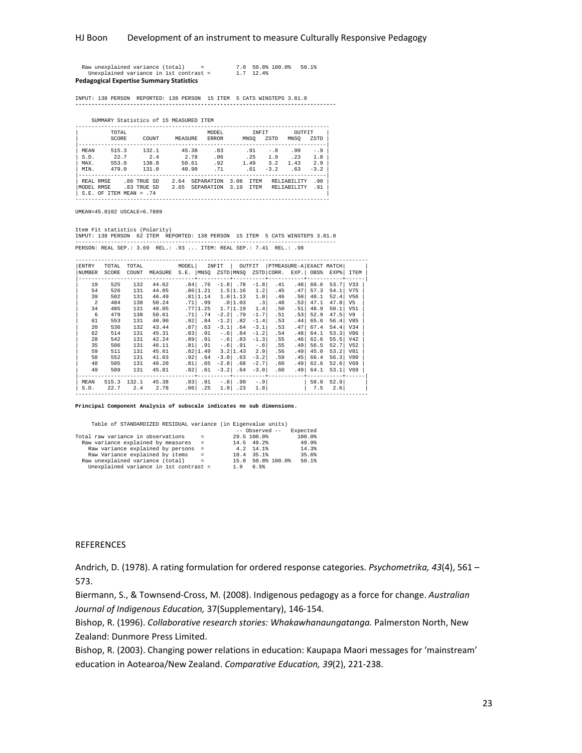```
  Raw unexplained variance (total)     =          7.0  50.8% 100.0%   50.1%
    Unexplained variance in 1st contrast =        1.7  12.4%
```

**Pedagogical Expertise Summary Statistics**

```
INPUT: 138 PERSON  REPORTED: 138 PERSON  15 ITEM  5 CATS WINSTEPS 3.81.0
--------------------------------------------------------------------------------
```

SUMMARY Statistics of 15 MEASURED ITEM

| | TOTAL SCORE | COUNT | MEASURE | MODEL ERROR | INFIT MNSQ | INFIT ZSTD | OUTFIT MNSQ | OUTFIT ZSTD |
|---|---|---|---|---|---|---|---|---|
| MEAN | 515.3 | 132.1 | 45.38 | .83 | .91 | -.8 | .90 | -.9 |
| S.D. | 22.7 | 2.4 | 2.78 | .06 | .25 | 1.9 | .23 | 1.8 |
| MAX. | 553.0 | 138.0 | 50.61 | .92 | 1.49 | 3.2 | 1.43 | 2.9 |
| MIN. | 479.0 | 131.0 | 40.90 | .71 | .61 | -3.2 | .63 | -3.2 |

```
| REAL RMSE    .86 TRUE SD    2.64  SEPARATION  3.08  ITEM    RELIABILITY  .90 |
|MODEL RMSE    .83 TRUE SD    2.65  SEPARATION  3.19  ITEM    RELIABILITY  .91 |
| S.E. OF ITEM MEAN = .74                                                      |
```

UMEAN=45.0102 USCALE=6.7889

Item Fit statistics (Polarity)
INPUT: 138 PERSON  62 ITEM  REPORTED: 138 PERSON  15 ITEM  5 CATS WINSTEPS 3.81.0

PERSON: REAL SEP.: 3.69  REL.: .93 ... ITEM: REAL SEP.: 7.41  REL.: .98

| ENTRY NUMBER | TOTAL SCORE | TOTAL COUNT | MEASURE | MODEL S.E. | INFIT MNSQ | INFIT ZSTD | OUTFIT MNSQ | OUTFIT ZSTD | PTMEASURE-A CORR. | PTMEASURE-A EXP. | EXACT MATCH OBS% | EXACT MATCH EXP% | ITEM |
|---|---|---|---|---|---|---|---|---|---|---|---|---|---|
| 19 | 525 | 132 | 44.62 | .84 | .76 | -1.8 | .78 | -1.8 | .41 | .48 | 60.6 | 53.7 | V33 |
| 54 | 526 | 131 | 44.05 | .86 | 1.21 | 1.5 | 1.16 | 1.2 | .45 | .47 | 57.3 | 54.1 | V75 |
| 39 | 502 | 131 | 46.49 | .81 | 1.14 | 1.0 | 1.13 | 1.0 | .46 | .50 | 48.1 | 52.4 | V56 |
| 2 | 484 | 138 | 50.24 | .71 | .99 | .0 | 1.03 | .3 | .48 | .53 | 47.1 | 47.8 | V5 |
| 34 | 485 | 131 | 48.05 | .77 | 1.25 | 1.7 | 1.19 | 1.4 | .50 | .51 | 48.9 | 50.1 | V51 |
| 6 | 479 | 138 | 50.61 | .71 | .74 | -2.2 | .79 | -1.7 | .51 | .53 | 52.9 | 47.5 | V9 |
| 61 | 553 | 131 | 40.90 | .92 | .84 | -1.2 | .82 | -1.4 | .53 | .44 | 65.6 | 56.4 | V85 |
| 20 | 536 | 132 | 43.44 | .87 | .63 | -3.1 | .64 | -3.1 | .53 | .47 | 67.4 | 54.4 | V34 |
| 62 | 514 | 131 | 45.31 | .83 | .91 | -.6 | .84 | -1.2 | .54 | .48 | 64.1 | 53.3 | V86 |
| 28 | 542 | 131 | 42.24 | .89 | .91 | -.6 | .83 | -1.3 | .55 | .46 | 62.6 | 55.5 | V42 |
| 35 | 506 | 131 | 46.11 | .81 | .91 | -.6 | .91 | -.6 | .55 | .49 | 56.5 | 52.7 | V52 |
| 59 | 511 | 131 | 45.61 | .82 | 1.49 | 3.2 | 1.43 | 2.9 | .56 | .49 | 45.0 | 53.2 | V81 |
| 58 | 552 | 131 | 41.03 | .92 | .64 | -3.0 | .63 | -3.2 | .59 | .45 | 66.4 | 56.3 | V80 |
| 48 | 505 | 131 | 46.20 | .81 | .65 | -2.8 | .68 | -2.7 | .60 | .49 | 62.6 | 52.6 | V68 |
| 49 | 509 | 131 | 45.81 | .82 | .61 | -3.2 | .64 | -3.0 | .60 | .49 | 64.1 | 53.1 | V69 |
| MEAN | 515.3 | 132.1 | 45.38 | .83 | .91 | -.8 | .90 | -.9 | | | 58.0 | 52.9 | |
| S.D. | 22.7 | 2.4 | 2.78 | .06 | .25 | 1.9 | .23 | 1.8 | | | 7.5 | 2.6 | |

**Principal Component Analysis of subscale indicates no sub dimensions.**

```
     Table of STANDARDIZED RESIDUAL variance (in Eigenvalue units)
                                                   -- Observed --   Expected
Total raw variance in observations     =         29.5 100.0%         100.0%
  Raw variance explained by measures   =         14.5  49.2%          49.9%
    Raw variance explained by persons  =          4.2  14.1%          14.3%
    Raw Variance explained by items    =         10.4  35.1%          35.6%
  Raw unexplained variance (total)     =         15.0  50.8% 100.0%   50.1%
    Unexplained variance in 1st contrast =        1.9   6.5%
```

## REFERENCES

Andrich, D. (1978). A rating formulation for ordered response categories. *Psychometrika, 43*(4), 561 – 573.

Biermann, S., & Townsend-Cross, M. (2008). Indigenous pedagogy as a force for change. *Australian Journal of Indigenous Education,* 37(Supplementary), 146-154.

Bishop, R. (1996). *Collaborative research stories: Whakawhanaungatanga.* Palmerston North, New Zealand: Dunmore Press Limited.

Bishop, R. (2003). Changing power relations in education: Kaupapa Maori messages for 'mainstream' education in Aotearoa/New Zealand. *Comparative Education, 39*(2), 221-238.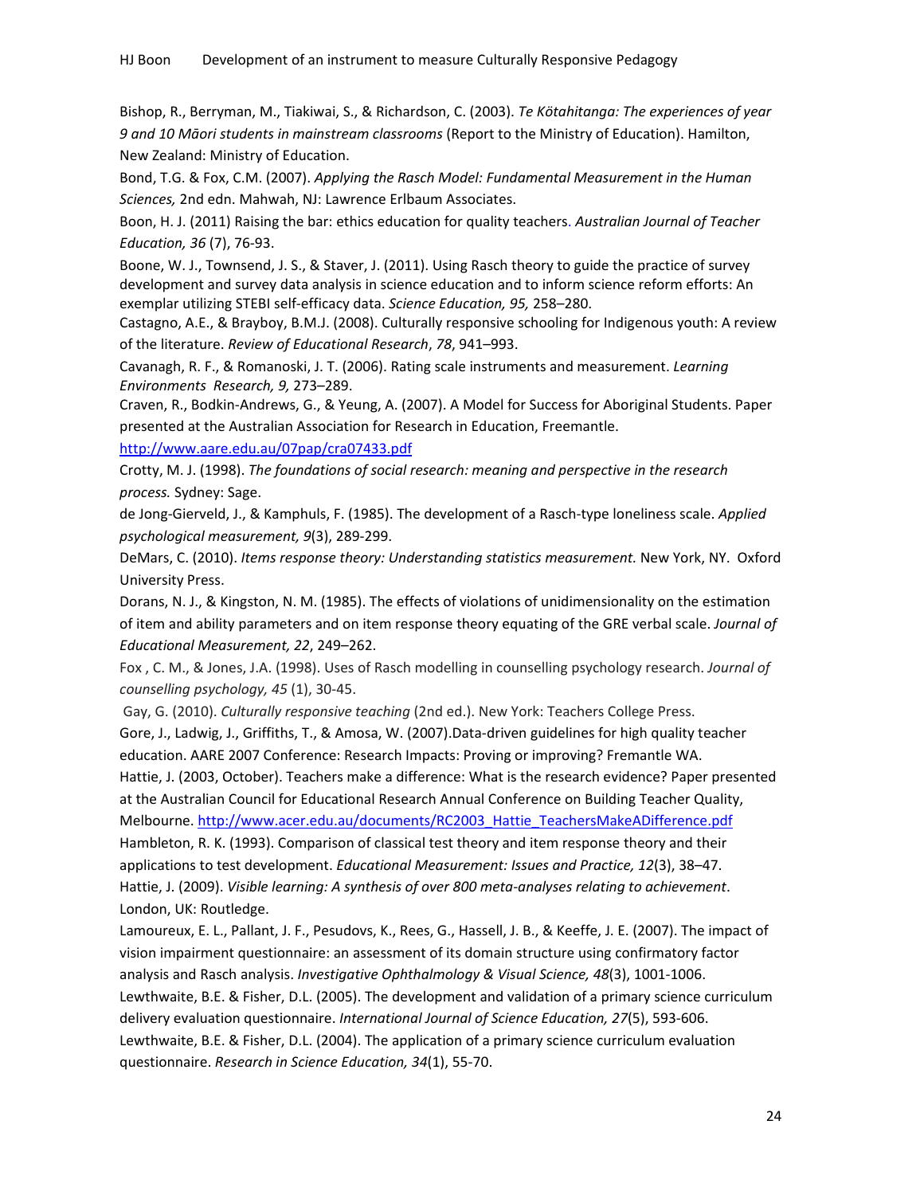Bishop, R., Berryman, M., Tiakiwai, S., & Richardson, C. (2003). *Te Kōtahitanga: The experiences of year 9 and 10 Māori students in mainstream classrooms* (Report to the Ministry of Education). Hamilton, New Zealand: Ministry of Education.

Bond, T.G. & Fox, C.M. (2007). *Applying the Rasch Model: Fundamental Measurement in the Human Sciences,* 2nd edn. Mahwah, NJ: Lawrence Erlbaum Associates.

Boon, H. J. (2011) Raising the bar: ethics education for quality teachers. *Australian Journal of Teacher Education, 36* (7), 76-93.

Boone, W. J., Townsend, J. S., & Staver, J. (2011). Using Rasch theory to guide the practice of survey development and survey data analysis in science education and to inform science reform efforts: An exemplar utilizing STEBI self-efficacy data. *Science Education, 95,* 258–280.

Castagno, A.E., & Brayboy, B.M.J. (2008). Culturally responsive schooling for Indigenous youth: A review of the literature. *Review of Educational Research*, *78*, 941–993.

Cavanagh, R. F., & Romanoski, J. T. (2006). Rating scale instruments and measurement. *Learning Environments Research, 9,* 273–289.

Craven, R., Bodkin-Andrews, G., & Yeung, A. (2007). A Model for Success for Aboriginal Students. Paper presented at the Australian Association for Research in Education, Freemantle. http://www.aare.edu.au/07pap/cra07433.pdf

Crotty, M. J. (1998). *The foundations of social research: meaning and perspective in the research process.* Sydney: Sage.

de Jong-Gierveld, J., & Kamphuls, F. (1985). The development of a Rasch-type loneliness scale. *Applied psychological measurement, 9*(3), 289-299.

DeMars, C. (2010). *Items response theory: Understanding statistics measurement.* New York, NY. Oxford University Press.

Dorans, N. J., & Kingston, N. M. (1985). The effects of violations of unidimensionality on the estimation of item and ability parameters and on item response theory equating of the GRE verbal scale. *Journal of Educational Measurement, 22*, 249–262.

Fox , C. M., & Jones, J.A. (1998). Uses of Rasch modelling in counselling psychology research. *Journal of counselling psychology, 45* (1), 30-45.

Gay, G. (2010). *Culturally responsive teaching* (2nd ed.). New York: Teachers College Press.

Gore, J., Ladwig, J., Griffiths, T., & Amosa, W. (2007).Data-driven guidelines for high quality teacher education. AARE 2007 Conference: Research Impacts: Proving or improving? Fremantle WA.

Hattie, J. (2003, October). Teachers make a difference: What is the research evidence? Paper presented at the Australian Council for Educational Research Annual Conference on Building Teacher Quality, Melbourne. http://www.acer.edu.au/documents/RC2003_Hattie_TeachersMakeADifference.pdf

Hambleton, R. K. (1993). Comparison of classical test theory and item response theory and their applications to test development. *Educational Measurement: Issues and Practice, 12*(3), 38–47.

Hattie, J. (2009). *Visible learning: A synthesis of over 800 meta-analyses relating to achievement*. London, UK: Routledge.

Lamoureux, E. L., Pallant, J. F., Pesudovs, K., Rees, G., Hassell, J. B., & Keeffe, J. E. (2007). The impact of vision impairment questionnaire: an assessment of its domain structure using confirmatory factor analysis and Rasch analysis. *Investigative Ophthalmology & Visual Science, 48*(3), 1001-1006.

Lewthwaite, B.E. & Fisher, D.L. (2005). The development and validation of a primary science curriculum delivery evaluation questionnaire. *International Journal of Science Education, 27*(5), 593-606.

Lewthwaite, B.E. & Fisher, D.L. (2004). The application of a primary science curriculum evaluation questionnaire. *Research in Science Education, 34*(1), 55-70.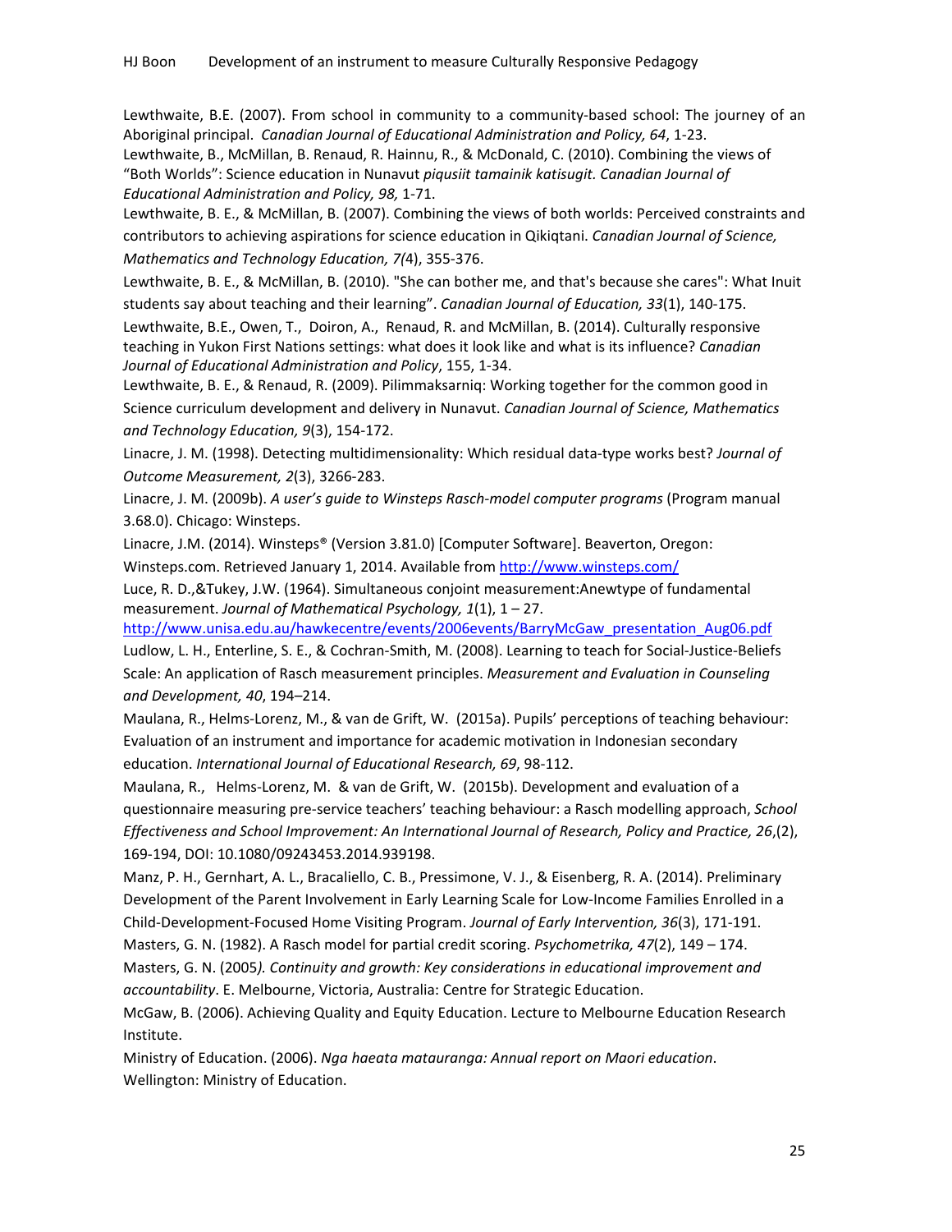Lewthwaite, B.E. (2007). From school in community to a community-based school: The journey of an Aboriginal principal. *Canadian Journal of Educational Administration and Policy, 64*, 1-23.

Lewthwaite, B., McMillan, B. Renaud, R. Hainnu, R., & McDonald, C. (2010). Combining the views of "Both Worlds": Science education in Nunavut *piqusiit tamainik katisugit. Canadian Journal of Educational Administration and Policy, 98,* 1-71.

Lewthwaite, B. E., & McMillan, B. (2007). Combining the views of both worlds: Perceived constraints and contributors to achieving aspirations for science education in Qikiqtani. *Canadian Journal of Science, Mathematics and Technology Education, 7(*4), 355-376.

Lewthwaite, B. E., & McMillan, B. (2010). "She can bother me, and that's because she cares": What Inuit students say about teaching and their learning". *Canadian Journal of Education, 33*(1), 140-175.

Lewthwaite, B.E., Owen, T., Doiron, A., Renaud, R. and McMillan, B. (2014). Culturally responsive teaching in Yukon First Nations settings: what does it look like and what is its influence? *Canadian Journal of Educational Administration and Policy*, 155, 1-34.

Lewthwaite, B. E., & Renaud, R. (2009). Pilimmaksarniq: Working together for the common good in Science curriculum development and delivery in Nunavut. *Canadian Journal of Science, Mathematics and Technology Education, 9*(3), 154-172.

Linacre, J. M. (1998). Detecting multidimensionality: Which residual data-type works best? *Journal of Outcome Measurement, 2*(3), 3266-283.

Linacre, J. M. (2009b). *A user's guide to Winsteps Rasch-model computer programs* (Program manual 3.68.0). Chicago: Winsteps.

Linacre, J.M. (2014). Winsteps® (Version 3.81.0) [Computer Software]. Beaverton, Oregon: Winsteps.com. Retrieved January 1, 2014. Available from http://www.winsteps.com/

Luce, R. D.,&Tukey, J.W. (1964). Simultaneous conjoint measurement:Anewtype of fundamental measurement. *Journal of Mathematical Psychology, 1*(1), 1 – 27.
http://www.unisa.edu.au/hawkecentre/events/2006events/BarryMcGaw_presentation_Aug06.pdf

Ludlow, L. H., Enterline, S. E., & Cochran-Smith, M. (2008). Learning to teach for Social-Justice-Beliefs Scale: An application of Rasch measurement principles. *Measurement and Evaluation in Counseling and Development, 40*, 194–214.

Maulana, R., Helms-Lorenz, M., & van de Grift, W. (2015a). Pupils' perceptions of teaching behaviour: Evaluation of an instrument and importance for academic motivation in Indonesian secondary education. *International Journal of Educational Research, 69*, 98-112.

Maulana, R., Helms-Lorenz, M. & van de Grift, W. (2015b). Development and evaluation of a questionnaire measuring pre-service teachers' teaching behaviour: a Rasch modelling approach, *School Effectiveness and School Improvement: An International Journal of Research, Policy and Practice, 26*,(2), 169-194, DOI: 10.1080/09243453.2014.939198.

Manz, P. H., Gernhart, A. L., Bracaliello, C. B., Pressimone, V. J., & Eisenberg, R. A. (2014). Preliminary Development of the Parent Involvement in Early Learning Scale for Low-Income Families Enrolled in a Child-Development-Focused Home Visiting Program. *Journal of Early Intervention, 36*(3), 171-191.

Masters, G. N. (1982). A Rasch model for partial credit scoring. *Psychometrika, 47*(2), 149 – 174.

Masters, G. N. (2005*). Continuity and growth: Key considerations in educational improvement and accountability*. E. Melbourne, Victoria, Australia: Centre for Strategic Education.

McGaw, B. (2006). Achieving Quality and Equity Education. Lecture to Melbourne Education Research Institute.

Ministry of Education. (2006). *Nga haeata matauranga: Annual report on Maori education*. Wellington: Ministry of Education.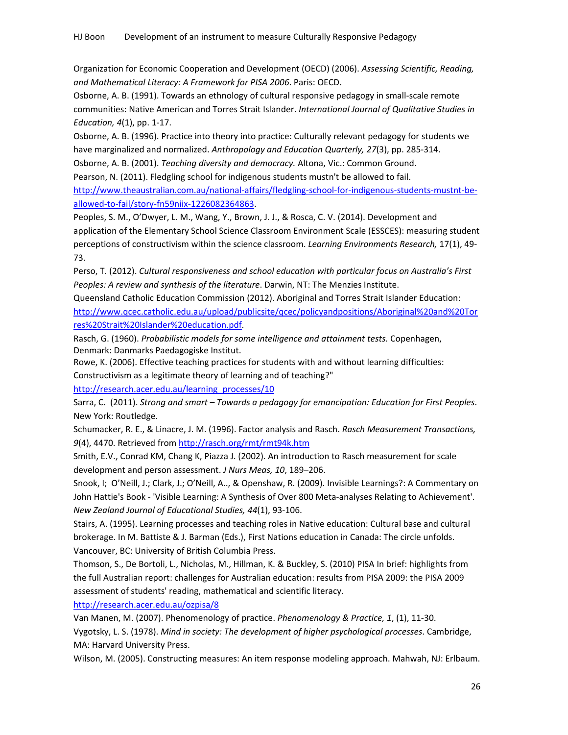Organization for Economic Cooperation and Development (OECD) (2006). *Assessing Scientific, Reading, and Mathematical Literacy: A Framework for PISA 2006*. Paris: OECD.

Osborne, A. B. (1991). Towards an ethnology of cultural responsive pedagogy in small-scale remote communities: Native American and Torres Strait Islander. *International Journal of Qualitative Studies in Education, 4*(1), pp. 1-17.

Osborne, A. B. (1996). Practice into theory into practice: Culturally relevant pedagogy for students we have marginalized and normalized. *Anthropology and Education Quarterly, 27*(3), pp. 285-314.

Osborne, A. B. (2001). *Teaching diversity and democracy.* Altona, Vic.: Common Ground.

Pearson, N. (2011). Fledgling school for indigenous students mustn't be allowed to fail. http://www.theaustralian.com.au/national-affairs/fledgling-school-for-indigenous-students-mustnt-be-allowed-to-fail/story-fn59niix-1226082364863.

Peoples, S. M., O'Dwyer, L. M., Wang, Y., Brown, J. J., & Rosca, C. V. (2014). Development and application of the Elementary School Science Classroom Environment Scale (ESSCES): measuring student perceptions of constructivism within the science classroom. *Learning Environments Research,* 17(1), 49-73.

Perso, T. (2012). *Cultural responsiveness and school education with particular focus on Australia's First Peoples: A review and synthesis of the literature*. Darwin, NT: The Menzies Institute.

Queensland Catholic Education Commission (2012). Aboriginal and Torres Strait Islander Education: http://www.qcec.catholic.edu.au/upload/publicsite/qcec/policyandpositions/Aboriginal%20and%20Torres%20Strait%20Islander%20education.pdf.

Rasch, G. (1960). *Probabilistic models for some intelligence and attainment tests.* Copenhagen, Denmark: Danmarks Paedagogiske Institut.

Rowe, K. (2006). Effective teaching practices for students with and without learning difficulties: Constructivism as a legitimate theory of learning and of teaching?" http://research.acer.edu.au/learning_processes/10

Sarra, C. (2011). *Strong and smart – Towards a pedagogy for emancipation: Education for First Peoples*. New York: Routledge.

Schumacker, R. E., & Linacre, J. M. (1996). Factor analysis and Rasch. *Rasch Measurement Transactions, 9*(4), 4470. Retrieved from http://rasch.org/rmt/rmt94k.htm

Smith, E.V., Conrad KM, Chang K, Piazza J. (2002). An introduction to Rasch measurement for scale development and person assessment. *J Nurs Meas, 10*, 189–206.

Snook, I; O'Neill, J.; Clark, J.; O'Neill, A.., & Openshaw, R. (2009). Invisible Learnings?: A Commentary on John Hattie's Book - 'Visible Learning: A Synthesis of Over 800 Meta-analyses Relating to Achievement'. *New Zealand Journal of Educational Studies, 44*(1), 93-106.

Stairs, A. (1995). Learning processes and teaching roles in Native education: Cultural base and cultural brokerage. In M. Battiste & J. Barman (Eds.), First Nations education in Canada: The circle unfolds. Vancouver, BC: University of British Columbia Press.

Thomson, S., De Bortoli, L., Nicholas, M., Hillman, K. & Buckley, S. (2010) PISA In brief: highlights from the full Australian report: challenges for Australian education: results from PISA 2009: the PISA 2009 assessment of students' reading, mathematical and scientific literacy. http://research.acer.edu.au/ozpisa/8

Van Manen, M. (2007). Phenomenology of practice. *Phenomenology & Practice, 1*, (1), 11-30.

Vygotsky, L. S. (1978). *Mind in society: The development of higher psychological processes*. Cambridge, MA: Harvard University Press.

Wilson, M. (2005). Constructing measures: An item response modeling approach. Mahwah, NJ: Erlbaum.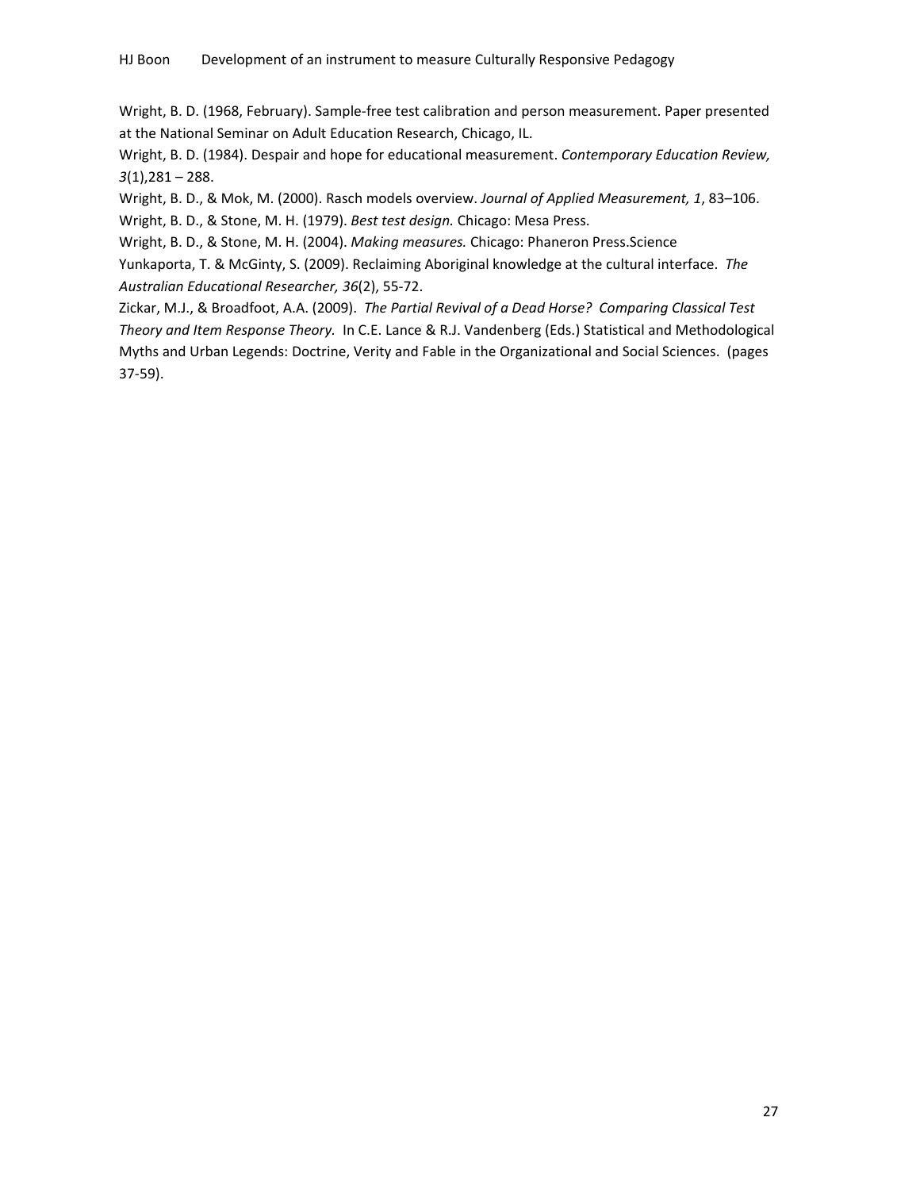Wright, B. D. (1968, February). Sample-free test calibration and person measurement. Paper presented at the National Seminar on Adult Education Research, Chicago, IL.

Wright, B. D. (1984). Despair and hope for educational measurement. *Contemporary Education Review, 3*(1),281 – 288.

Wright, B. D., & Mok, M. (2000). Rasch models overview. *Journal of Applied Measurement, 1*, 83–106.

Wright, B. D., & Stone, M. H. (1979). *Best test design.* Chicago: Mesa Press.

Wright, B. D., & Stone, M. H. (2004). *Making measures.* Chicago: Phaneron Press.Science

Yunkaporta, T. & McGinty, S. (2009). Reclaiming Aboriginal knowledge at the cultural interface. *The Australian Educational Researcher, 36*(2), 55-72.

Zickar, M.J., & Broadfoot, A.A. (2009). *The Partial Revival of a Dead Horse? Comparing Classical Test Theory and Item Response Theory.* In C.E. Lance & R.J. Vandenberg (Eds.) Statistical and Methodological Myths and Urban Legends: Doctrine, Verity and Fable in the Organizational and Social Sciences. (pages 37-59).